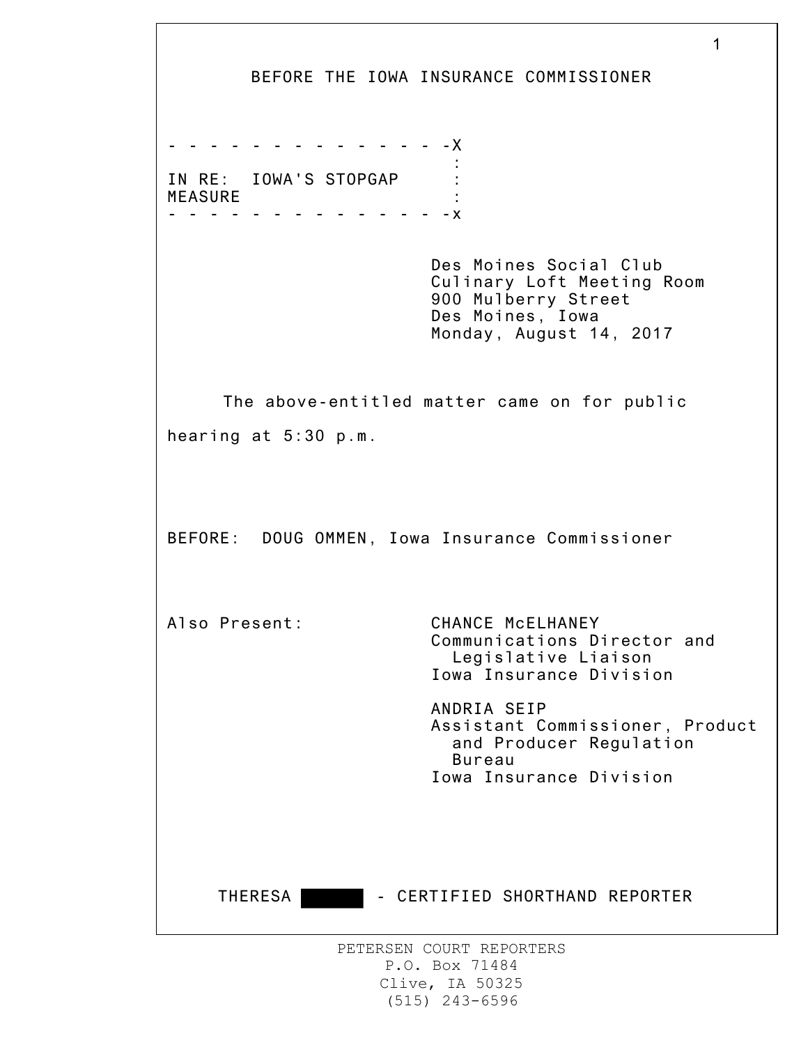# BEFORE THE IOWA INSURANCE COMMISSIONER

```
- - - - - - - - - - - - - - -X
                             :
IN RE:  IOWA'S STOPGAP       :
MEASURE                      :
- - - - - - - - - - - - - - -x
```

Des Moines Social Club
Culinary Loft Meeting Room
900 Mulberry Street
Des Moines, Iowa
Monday, August 14, 2017

The above-entitled matter came on for public hearing at 5:30 p.m.

BEFORE: DOUG OMMEN, Iowa Insurance Commissioner

Also Present:

CHANCE McELHANEY
Communications Director and Legislative Liaison
Iowa Insurance Division

ANDRIA SEIP
Assistant Commissioner, Product and Producer Regulation Bureau
Iowa Insurance Division

THERESA [REDACTED] - CERTIFIED SHORTHAND REPORTER

PETERSEN COURT REPORTERS
P.O. Box 71484
Clive, IA 50325
(515) 243-6596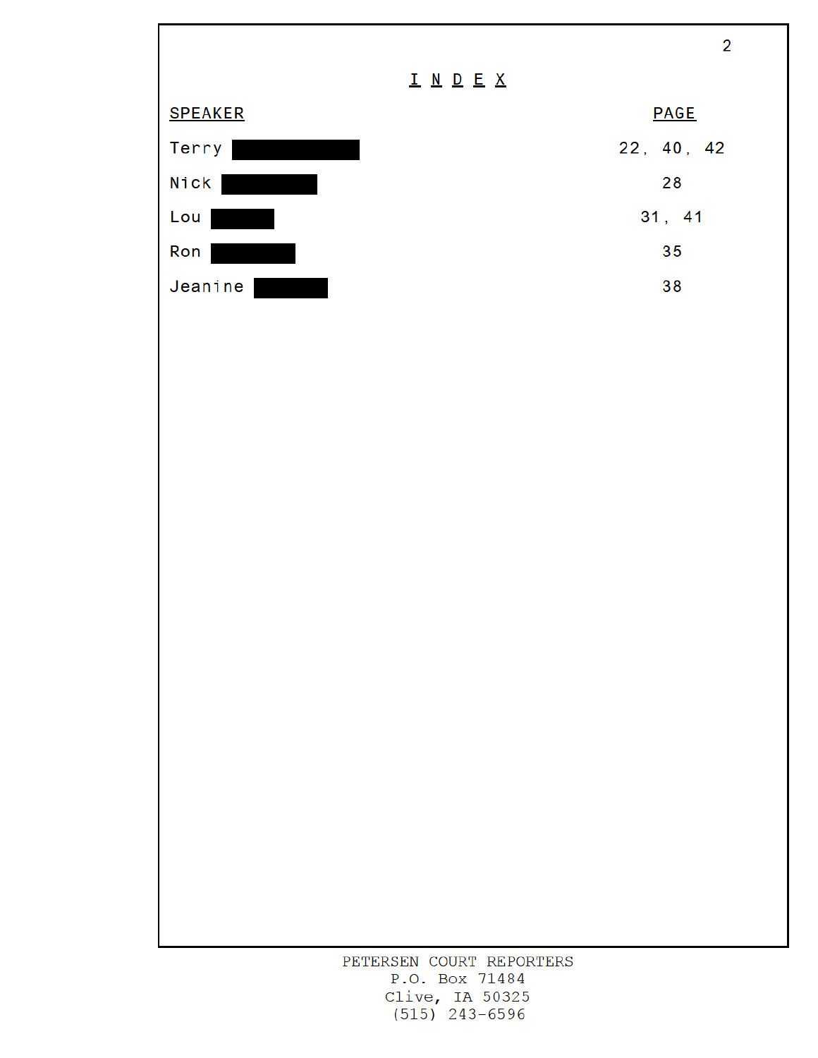# I N D E X

| SPEAKER | PAGE |
|---|---|
| Terry ██████ | 22, 40, 42 |
| Nick ██████ | 28 |
| Lou ████ | 31, 41 |
| Ron █████ | 35 |
| Jeanine ████ | 38 |

PETERSEN COURT REPORTERS
P.O. Box 71484
Clive, IA 50325
(515) 243-6596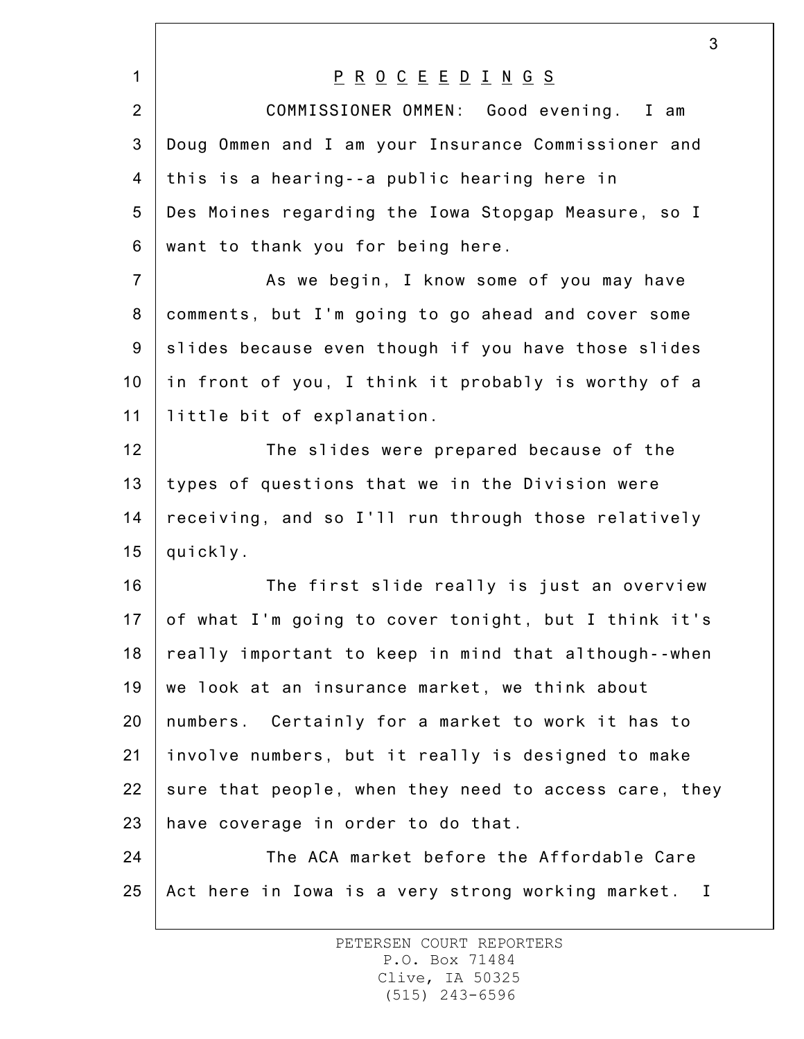# PROCEEDINGS

COMMISSIONER OMMEN: Good evening. I am Doug Ommen and I am your Insurance Commissioner and this is a hearing--a public hearing here in Des Moines regarding the Iowa Stopgap Measure, so I want to thank you for being here.

As we begin, I know some of you may have comments, but I'm going to go ahead and cover some slides because even though if you have those slides in front of you, I think it probably is worthy of a little bit of explanation.

The slides were prepared because of the types of questions that we in the Division were receiving, and so I'll run through those relatively quickly.

The first slide really is just an overview of what I'm going to cover tonight, but I think it's really important to keep in mind that although--when we look at an insurance market, we think about numbers. Certainly for a market to work it has to involve numbers, but it really is designed to make sure that people, when they need to access care, they have coverage in order to do that.

The ACA market before the Affordable Care Act here in Iowa is a very strong working market. I

PETERSEN COURT REPORTERS
P.O. Box 71484
Clive, IA 50325
(515) 243-6596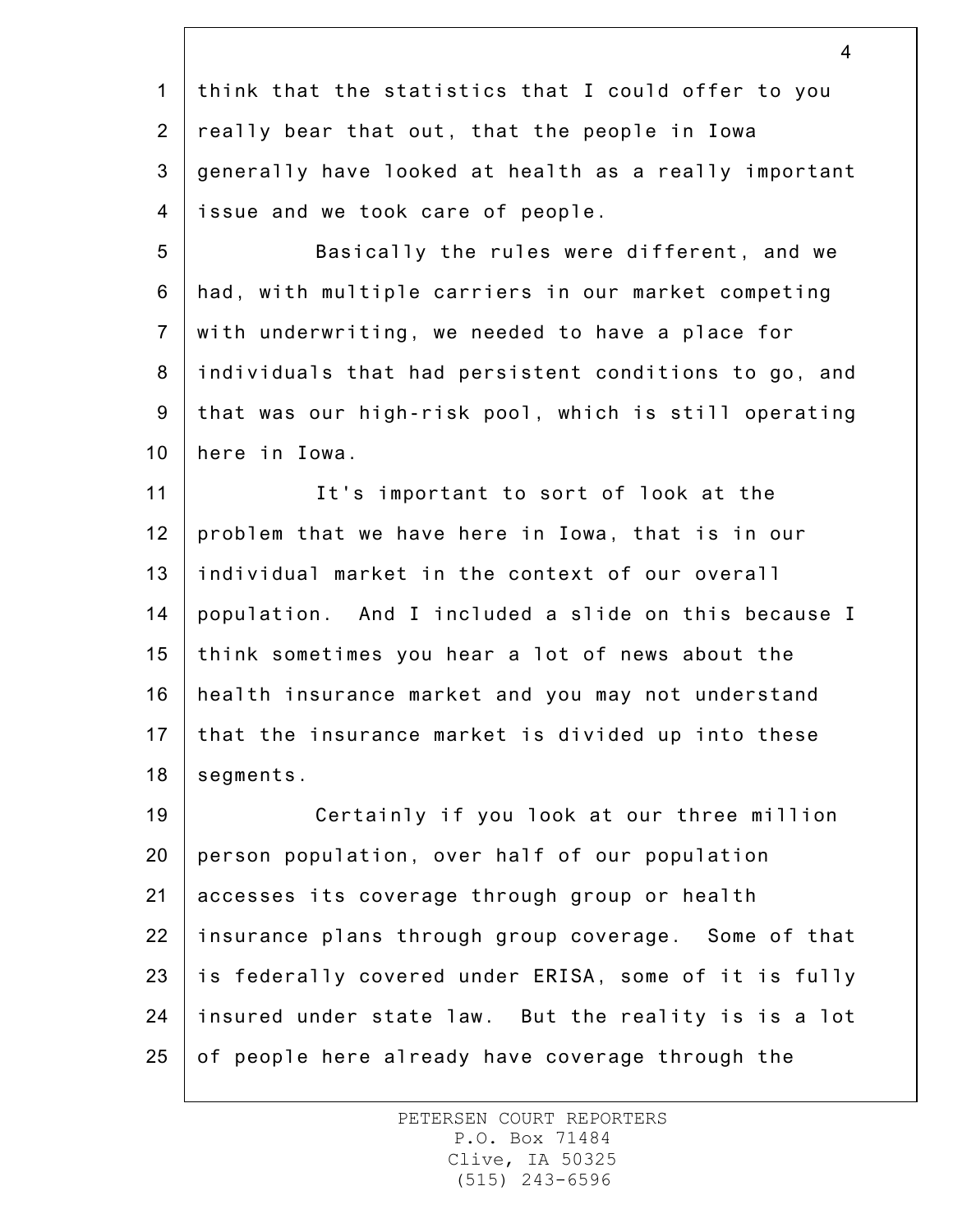think that the statistics that I could offer to you really bear that out, that the people in Iowa generally have looked at health as a really important issue and we took care of people.

Basically the rules were different, and we had, with multiple carriers in our market competing with underwriting, we needed to have a place for individuals that had persistent conditions to go, and that was our high-risk pool, which is still operating here in Iowa.

It's important to sort of look at the problem that we have here in Iowa, that is in our individual market in the context of our overall population. And I included a slide on this because I think sometimes you hear a lot of news about the health insurance market and you may not understand that the insurance market is divided up into these segments.

Certainly if you look at our three million person population, over half of our population accesses its coverage through group or health insurance plans through group coverage. Some of that is federally covered under ERISA, some of it is fully insured under state law. But the reality is is a lot of people here already have coverage through the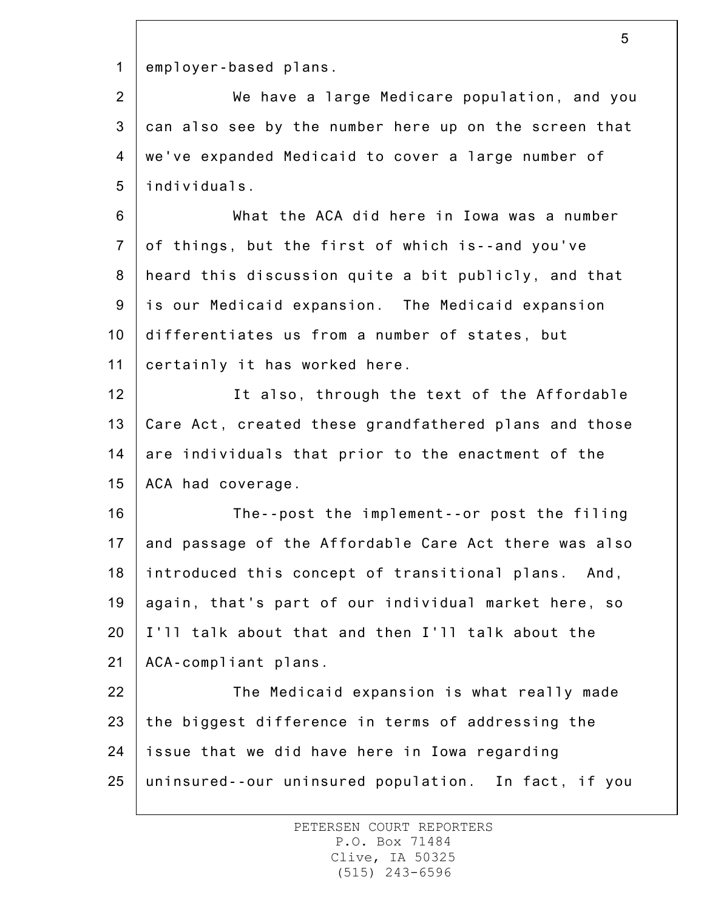employer-based plans.

We have a large Medicare population, and you can also see by the number here up on the screen that we've expanded Medicaid to cover a large number of individuals.

What the ACA did here in Iowa was a number of things, but the first of which is--and you've heard this discussion quite a bit publicly, and that is our Medicaid expansion. The Medicaid expansion differentiates us from a number of states, but certainly it has worked here.

It also, through the text of the Affordable Care Act, created these grandfathered plans and those are individuals that prior to the enactment of the ACA had coverage.

The--post the implement--or post the filing and passage of the Affordable Care Act there was also introduced this concept of transitional plans. And, again, that's part of our individual market here, so I'll talk about that and then I'll talk about the ACA-compliant plans.

The Medicaid expansion is what really made the biggest difference in terms of addressing the issue that we did have here in Iowa regarding uninsured--our uninsured population. In fact, if you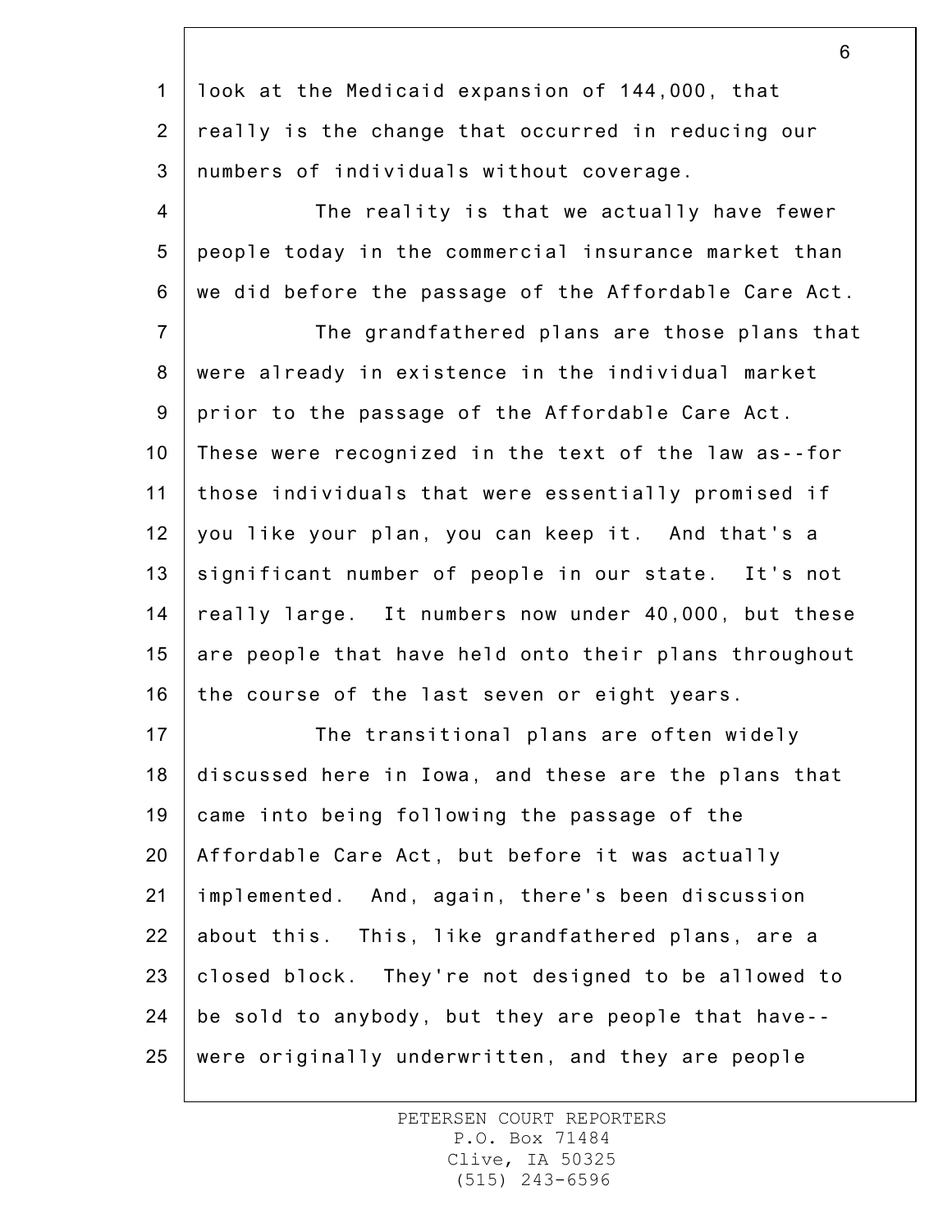look at the Medicaid expansion of 144,000, that really is the change that occurred in reducing our numbers of individuals without coverage.

The reality is that we actually have fewer people today in the commercial insurance market than we did before the passage of the Affordable Care Act.

The grandfathered plans are those plans that were already in existence in the individual market prior to the passage of the Affordable Care Act. These were recognized in the text of the law as--for those individuals that were essentially promised if you like your plan, you can keep it. And that's a significant number of people in our state. It's not really large. It numbers now under 40,000, but these are people that have held onto their plans throughout the course of the last seven or eight years.

The transitional plans are often widely discussed here in Iowa, and these are the plans that came into being following the passage of the Affordable Care Act, but before it was actually implemented. And, again, there's been discussion about this. This, like grandfathered plans, are a closed block. They're not designed to be allowed to be sold to anybody, but they are people that have--were originally underwritten, and they are people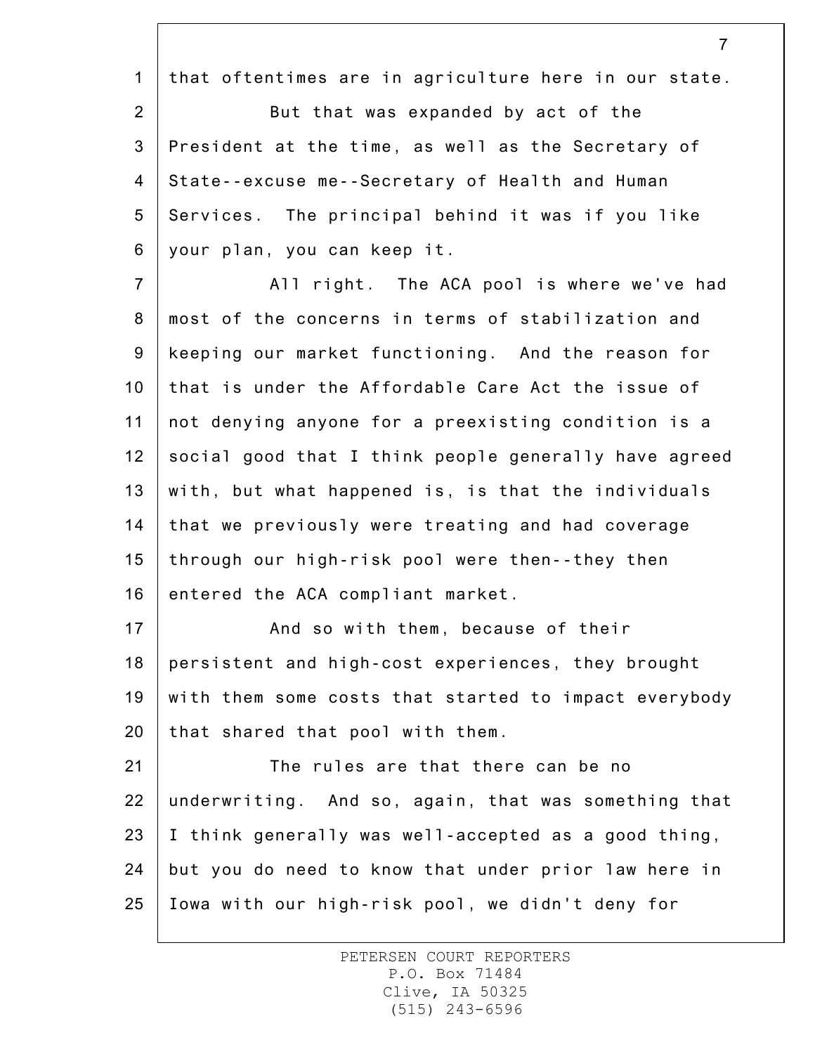that oftentimes are in agriculture here in our state.

But that was expanded by act of the President at the time, as well as the Secretary of State--excuse me--Secretary of Health and Human Services. The principal behind it was if you like your plan, you can keep it.

All right. The ACA pool is where we've had most of the concerns in terms of stabilization and keeping our market functioning. And the reason for that is under the Affordable Care Act the issue of not denying anyone for a preexisting condition is a social good that I think people generally have agreed with, but what happened is, is that the individuals that we previously were treating and had coverage through our high-risk pool were then--they then entered the ACA compliant market.

And so with them, because of their persistent and high-cost experiences, they brought with them some costs that started to impact everybody that shared that pool with them.

The rules are that there can be no underwriting. And so, again, that was something that I think generally was well-accepted as a good thing, but you do need to know that under prior law here in Iowa with our high-risk pool, we didn't deny for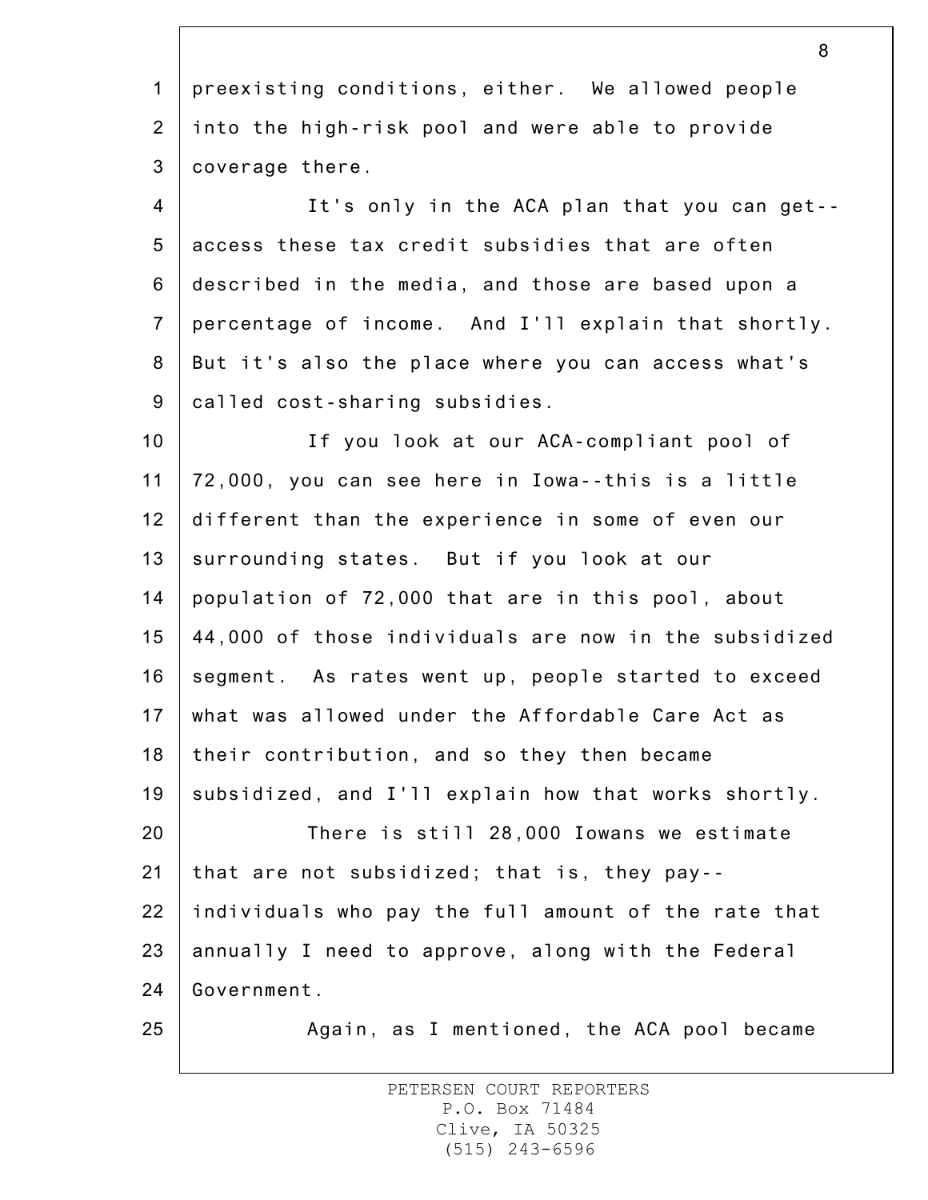preexisting conditions, either. We allowed people into the high-risk pool and were able to provide coverage there.

It's only in the ACA plan that you can get--access these tax credit subsidies that are often described in the media, and those are based upon a percentage of income. And I'll explain that shortly. But it's also the place where you can access what's called cost-sharing subsidies.

If you look at our ACA-compliant pool of 72,000, you can see here in Iowa--this is a little different than the experience in some of even our surrounding states. But if you look at our population of 72,000 that are in this pool, about 44,000 of those individuals are now in the subsidized segment. As rates went up, people started to exceed what was allowed under the Affordable Care Act as their contribution, and so they then became subsidized, and I'll explain how that works shortly.

There is still 28,000 Iowans we estimate that are not subsidized; that is, they pay--individuals who pay the full amount of the rate that annually I need to approve, along with the Federal Government.

Again, as I mentioned, the ACA pool became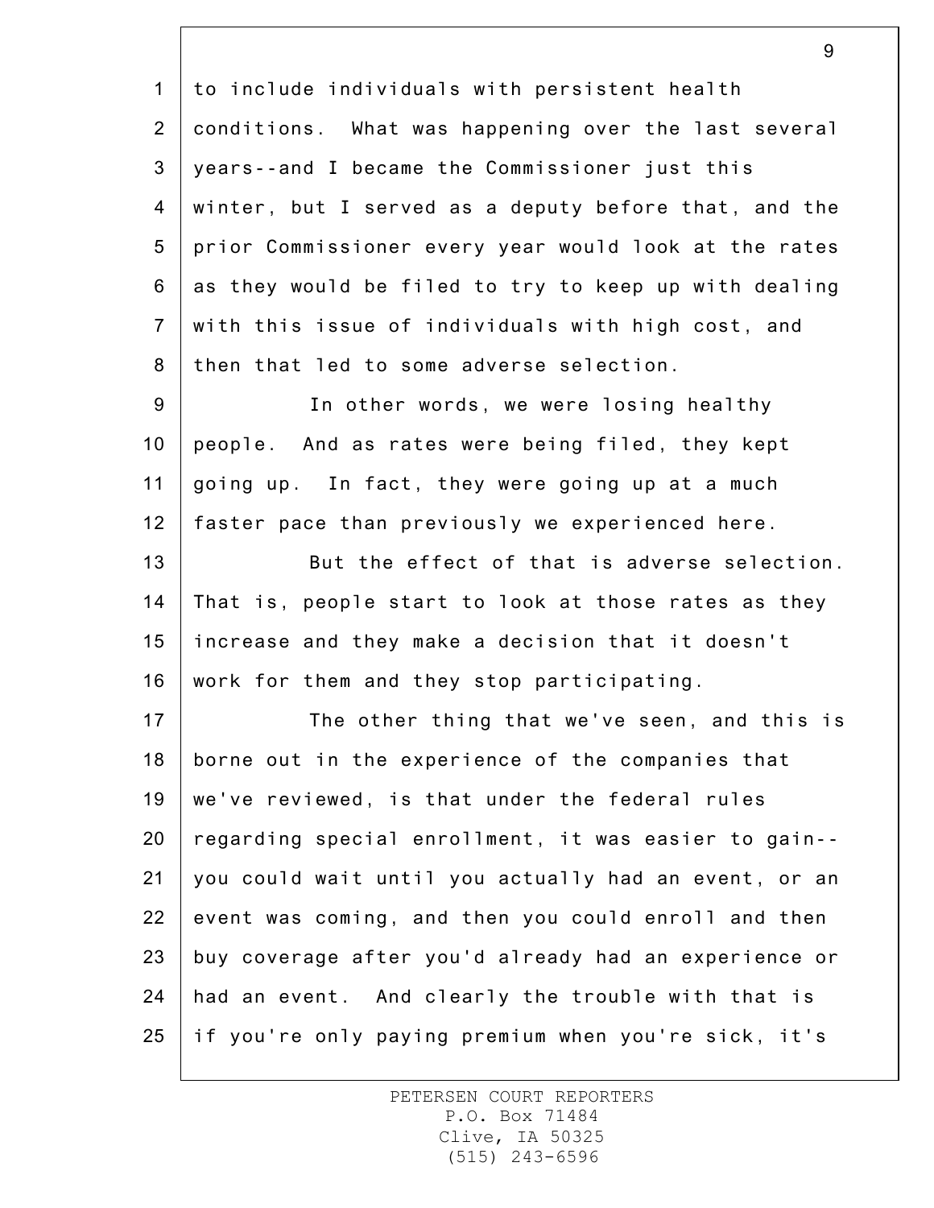to include individuals with persistent health conditions. What was happening over the last several years--and I became the Commissioner just this winter, but I served as a deputy before that, and the prior Commissioner every year would look at the rates as they would be filed to try to keep up with dealing with this issue of individuals with high cost, and then that led to some adverse selection.

In other words, we were losing healthy people. And as rates were being filed, they kept going up. In fact, they were going up at a much faster pace than previously we experienced here.

But the effect of that is adverse selection. That is, people start to look at those rates as they increase and they make a decision that it doesn't work for them and they stop participating.

The other thing that we've seen, and this is borne out in the experience of the companies that we've reviewed, is that under the federal rules regarding special enrollment, it was easier to gain--you could wait until you actually had an event, or an event was coming, and then you could enroll and then buy coverage after you'd already had an experience or had an event. And clearly the trouble with that is if you're only paying premium when you're sick, it's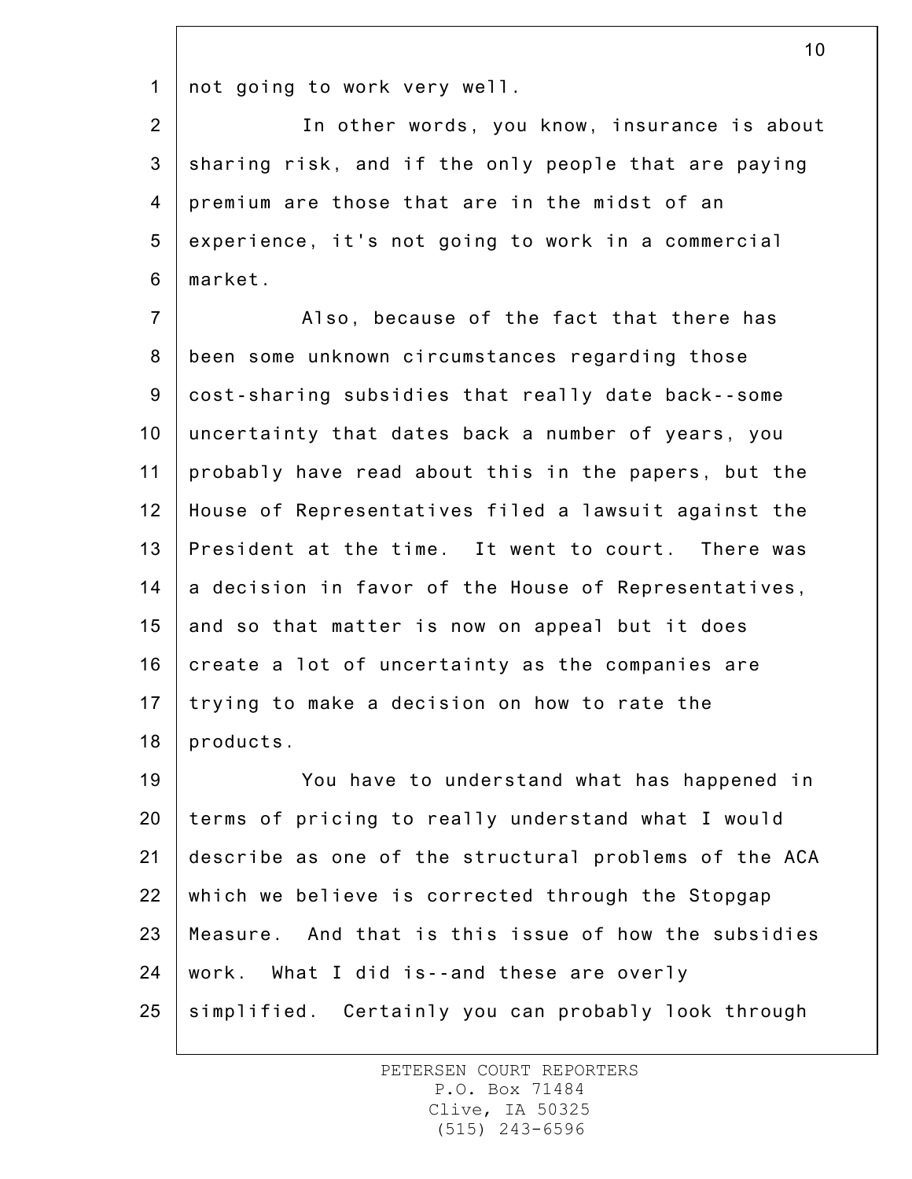not going to work very well.

In other words, you know, insurance is about sharing risk, and if the only people that are paying premium are those that are in the midst of an experience, it's not going to work in a commercial market.

Also, because of the fact that there has been some unknown circumstances regarding those cost-sharing subsidies that really date back--some uncertainty that dates back a number of years, you probably have read about this in the papers, but the House of Representatives filed a lawsuit against the President at the time. It went to court. There was a decision in favor of the House of Representatives, and so that matter is now on appeal but it does create a lot of uncertainty as the companies are trying to make a decision on how to rate the products.

You have to understand what has happened in terms of pricing to really understand what I would describe as one of the structural problems of the ACA which we believe is corrected through the Stopgap Measure. And that is this issue of how the subsidies work. What I did is--and these are overly simplified. Certainly you can probably look through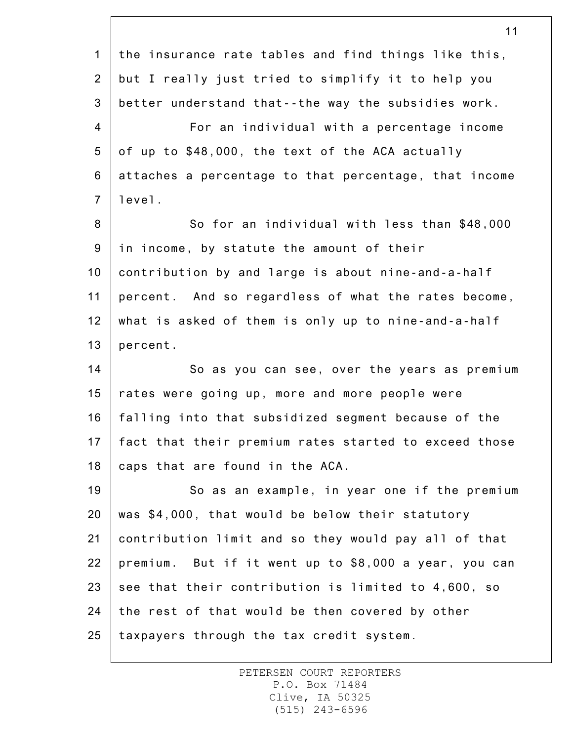the insurance rate tables and find things like this, but I really just tried to simplify it to help you better understand that--the way the subsidies work.

For an individual with a percentage income of up to $48,000, the text of the ACA actually attaches a percentage to that percentage, that income level.

So for an individual with less than $48,000 in income, by statute the amount of their contribution by and large is about nine-and-a-half percent. And so regardless of what the rates become, what is asked of them is only up to nine-and-a-half percent.

So as you can see, over the years as premium rates were going up, more and more people were falling into that subsidized segment because of the fact that their premium rates started to exceed those caps that are found in the ACA.

So as an example, in year one if the premium was $4,000, that would be below their statutory contribution limit and so they would pay all of that premium. But if it went up to $8,000 a year, you can see that their contribution is limited to 4,600, so the rest of that would be then covered by other taxpayers through the tax credit system.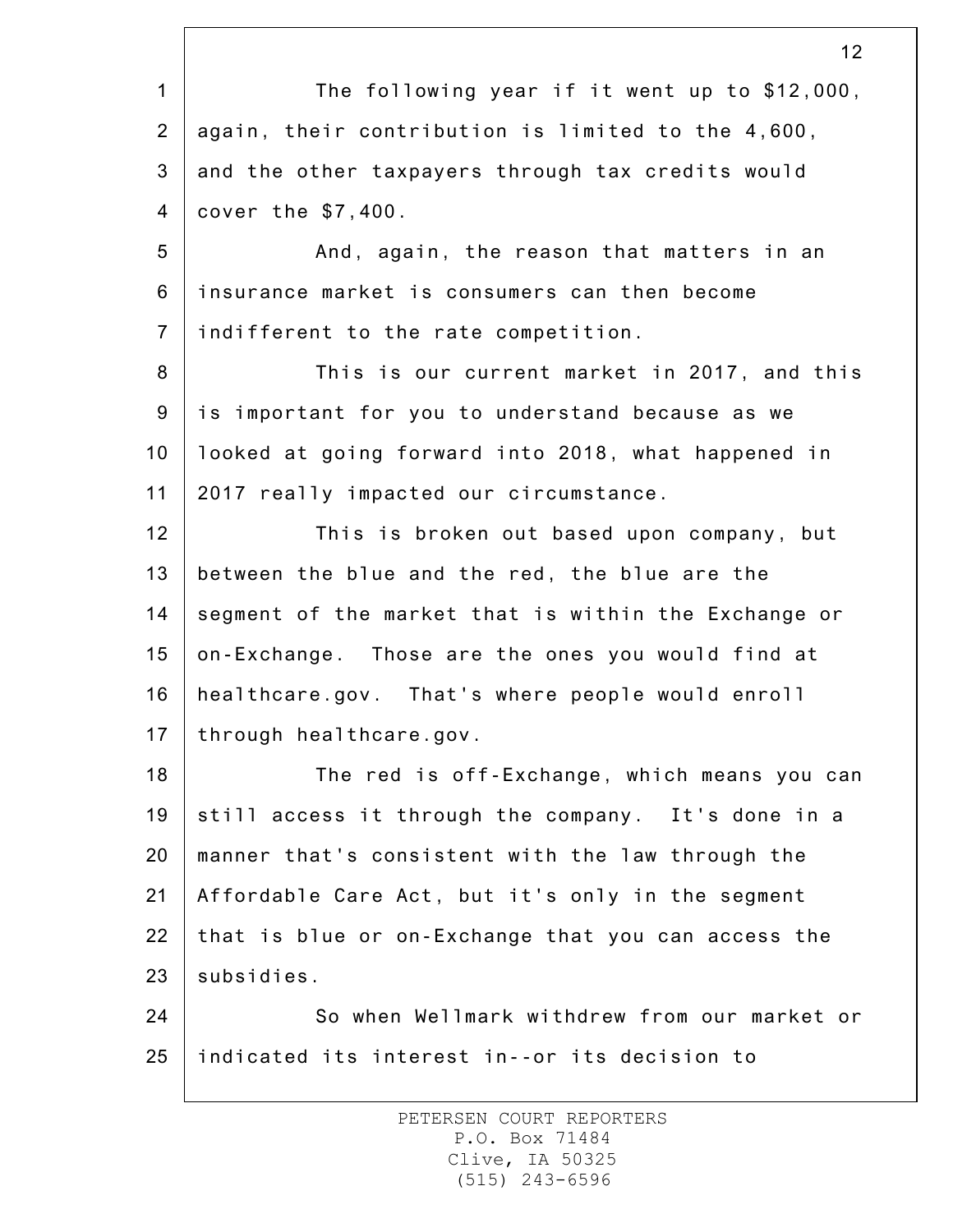The following year if it went up to $12,000, again, their contribution is limited to the 4,600, and the other taxpayers through tax credits would cover the $7,400.

And, again, the reason that matters in an insurance market is consumers can then become indifferent to the rate competition.

This is our current market in 2017, and this is important for you to understand because as we looked at going forward into 2018, what happened in 2017 really impacted our circumstance.

This is broken out based upon company, but between the blue and the red, the blue are the segment of the market that is within the Exchange or on-Exchange. Those are the ones you would find at healthcare.gov. That's where people would enroll through healthcare.gov.

The red is off-Exchange, which means you can still access it through the company. It's done in a manner that's consistent with the law through the Affordable Care Act, but it's only in the segment that is blue or on-Exchange that you can access the subsidies.

So when Wellmark withdrew from our market or indicated its interest in--or its decision to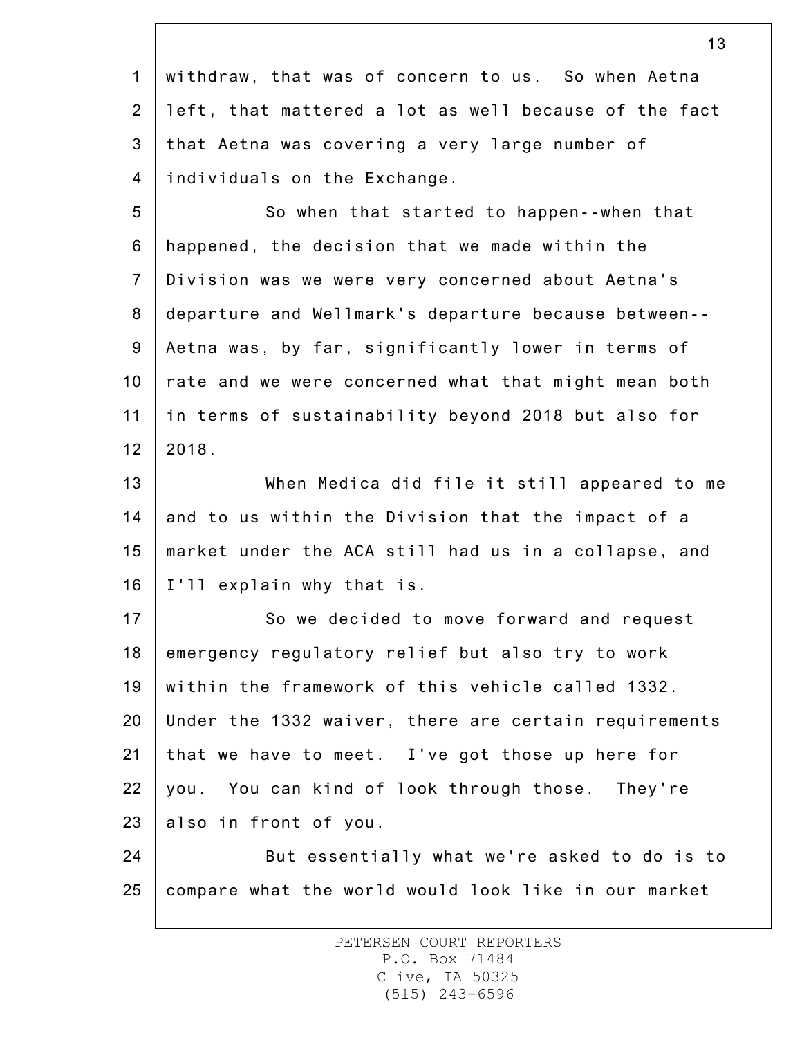withdraw, that was of concern to us. So when Aetna left, that mattered a lot as well because of the fact that Aetna was covering a very large number of individuals on the Exchange.

So when that started to happen--when that happened, the decision that we made within the Division was we were very concerned about Aetna's departure and Wellmark's departure because between-- Aetna was, by far, significantly lower in terms of rate and we were concerned what that might mean both in terms of sustainability beyond 2018 but also for 2018.

When Medica did file it still appeared to me and to us within the Division that the impact of a market under the ACA still had us in a collapse, and I'll explain why that is.

So we decided to move forward and request emergency regulatory relief but also try to work within the framework of this vehicle called 1332. Under the 1332 waiver, there are certain requirements that we have to meet. I've got those up here for you. You can kind of look through those. They're also in front of you.

But essentially what we're asked to do is to compare what the world would look like in our market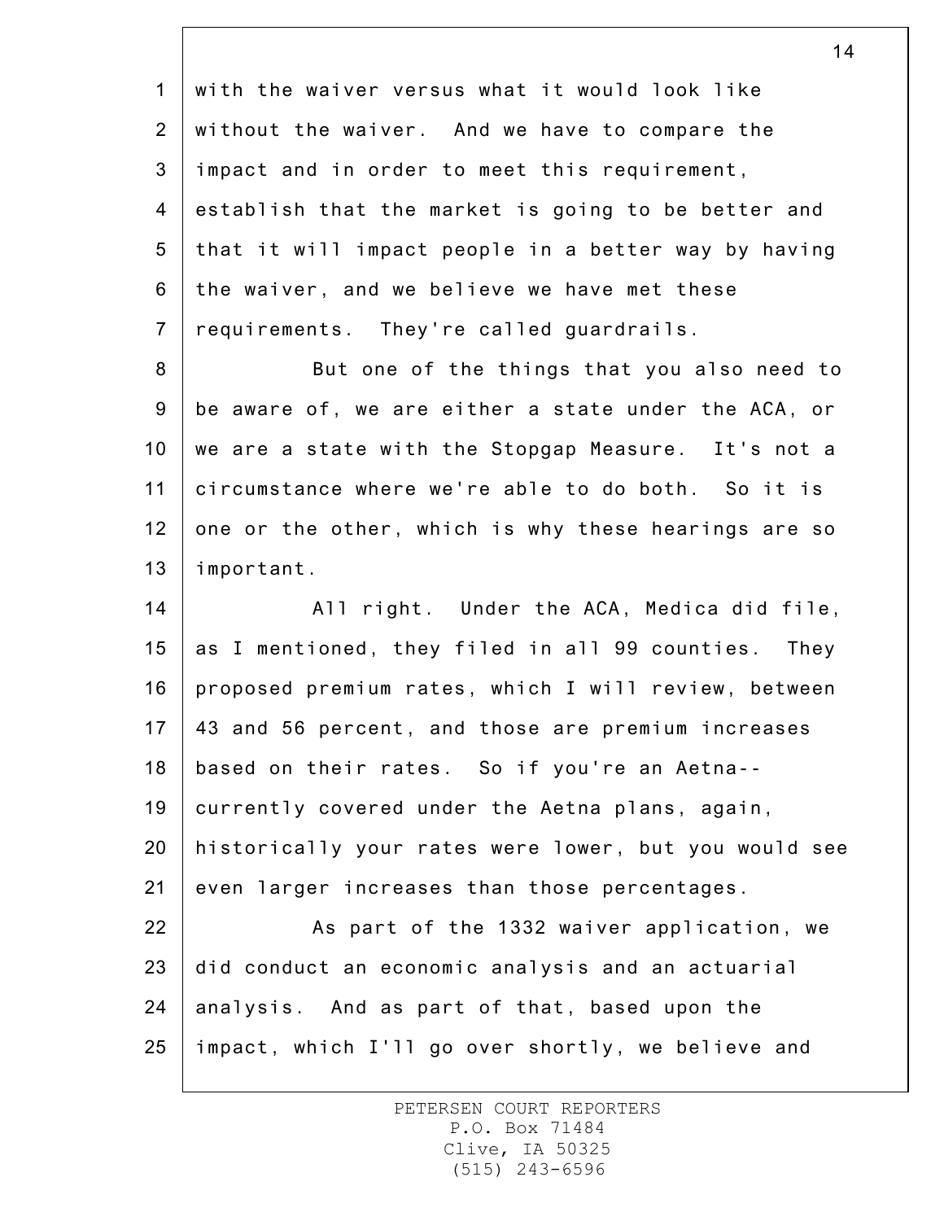with the waiver versus what it would look like without the waiver. And we have to compare the impact and in order to meet this requirement, establish that the market is going to be better and that it will impact people in a better way by having the waiver, and we believe we have met these requirements. They're called guardrails.

But one of the things that you also need to be aware of, we are either a state under the ACA, or we are a state with the Stopgap Measure. It's not a circumstance where we're able to do both. So it is one or the other, which is why these hearings are so important.

All right. Under the ACA, Medica did file, as I mentioned, they filed in all 99 counties. They proposed premium rates, which I will review, between 43 and 56 percent, and those are premium increases based on their rates. So if you're an Aetna-- currently covered under the Aetna plans, again, historically your rates were lower, but you would see even larger increases than those percentages.

As part of the 1332 waiver application, we did conduct an economic analysis and an actuarial analysis. And as part of that, based upon the impact, which I'll go over shortly, we believe and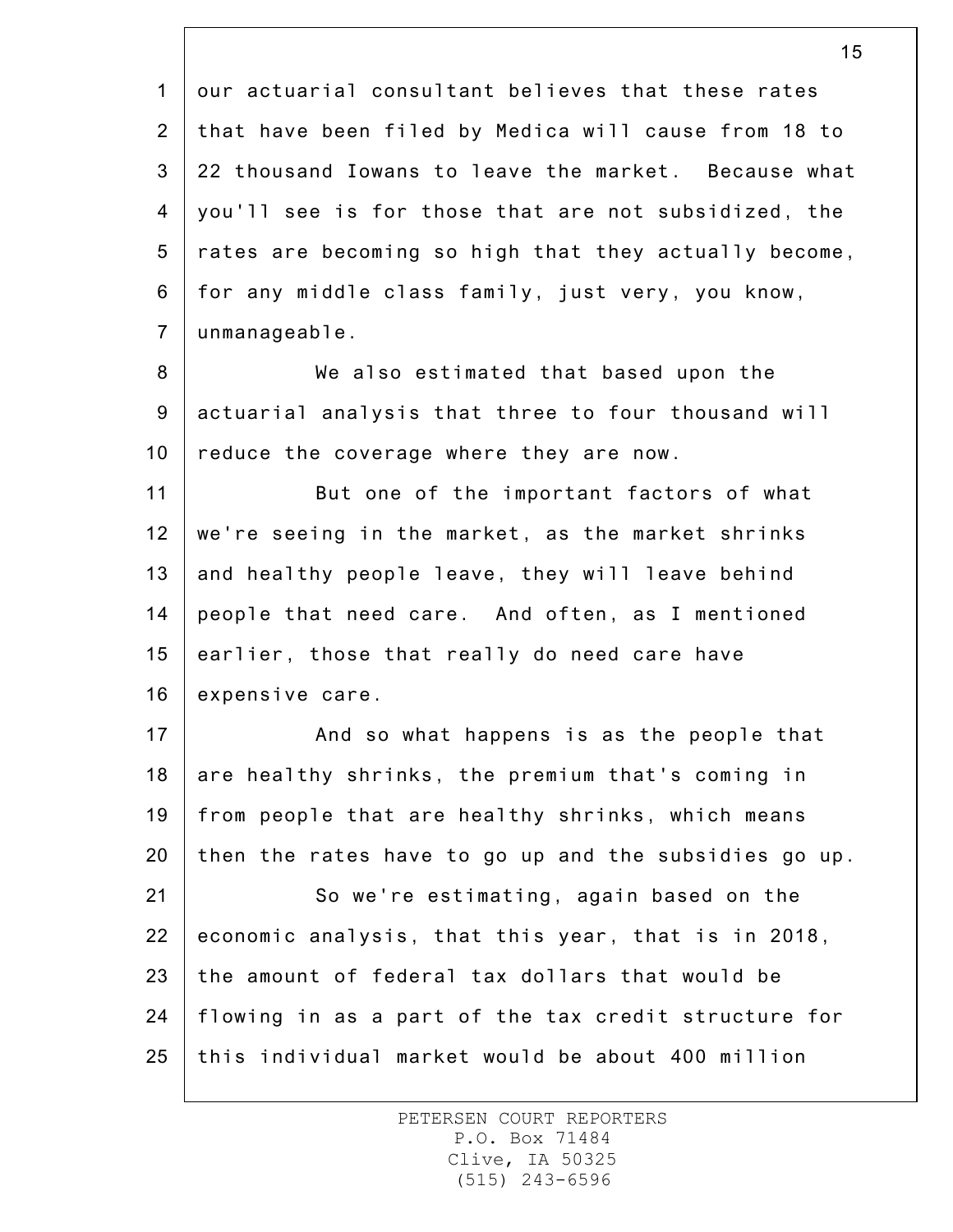our actuarial consultant believes that these rates that have been filed by Medica will cause from 18 to 22 thousand Iowans to leave the market. Because what you'll see is for those that are not subsidized, the rates are becoming so high that they actually become, for any middle class family, just very, you know, unmanageable.

We also estimated that based upon the actuarial analysis that three to four thousand will reduce the coverage where they are now.

But one of the important factors of what we're seeing in the market, as the market shrinks and healthy people leave, they will leave behind people that need care. And often, as I mentioned earlier, those that really do need care have expensive care.

And so what happens is as the people that are healthy shrinks, the premium that's coming in from people that are healthy shrinks, which means then the rates have to go up and the subsidies go up.

So we're estimating, again based on the economic analysis, that this year, that is in 2018, the amount of federal tax dollars that would be flowing in as a part of the tax credit structure for this individual market would be about 400 million

PETERSEN COURT REPORTERS
P.O. Box 71484
Clive, IA 50325
(515) 243-6596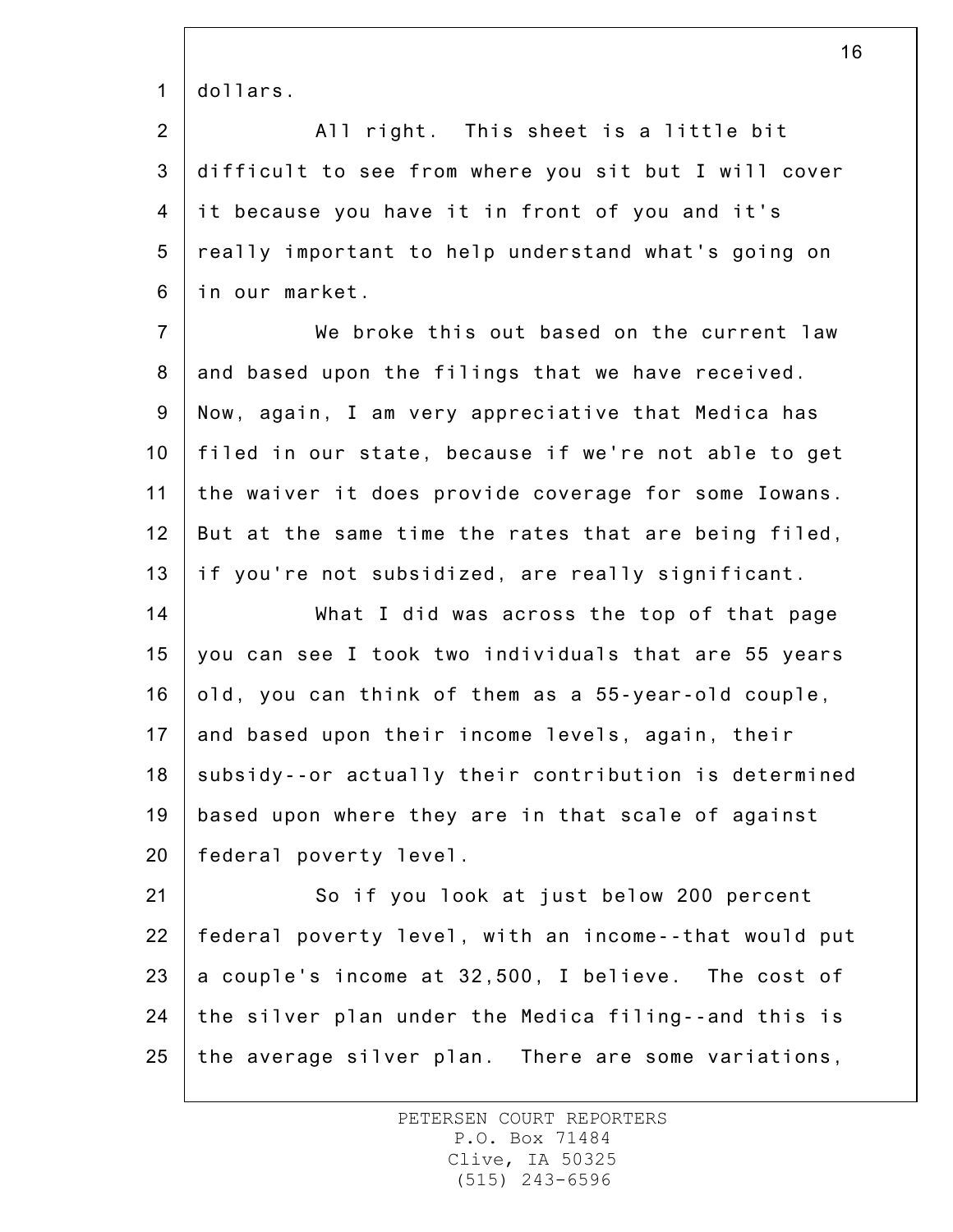dollars.

All right. This sheet is a little bit difficult to see from where you sit but I will cover it because you have it in front of you and it's really important to help understand what's going on in our market.

We broke this out based on the current law and based upon the filings that we have received. Now, again, I am very appreciative that Medica has filed in our state, because if we're not able to get the waiver it does provide coverage for some Iowans. But at the same time the rates that are being filed, if you're not subsidized, are really significant.

What I did was across the top of that page you can see I took two individuals that are 55 years old, you can think of them as a 55-year-old couple, and based upon their income levels, again, their subsidy--or actually their contribution is determined based upon where they are in that scale of against federal poverty level.

So if you look at just below 200 percent federal poverty level, with an income--that would put a couple's income at 32,500, I believe. The cost of the silver plan under the Medica filing--and this is the average silver plan. There are some variations,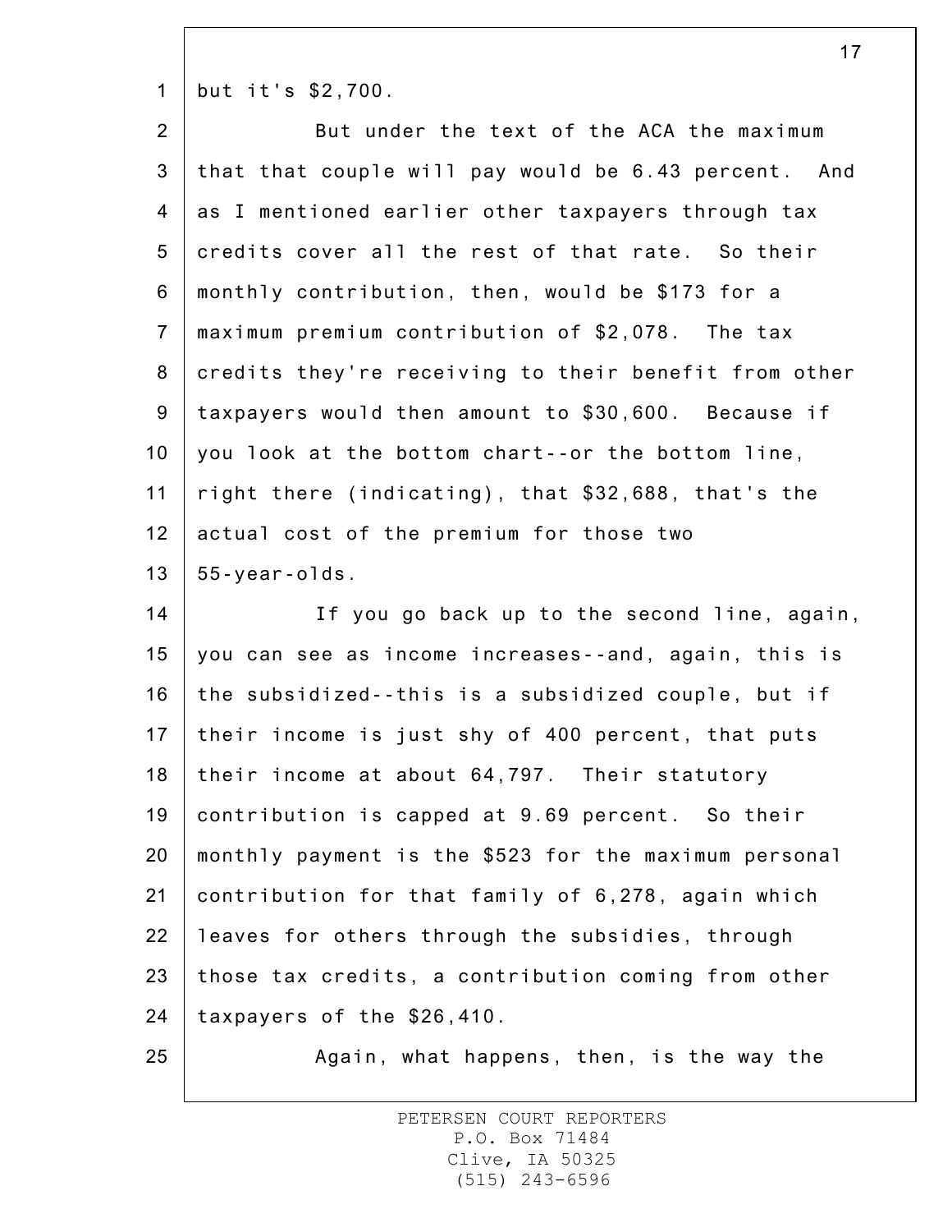but it's $2,700.

But under the text of the ACA the maximum that that couple will pay would be 6.43 percent. And as I mentioned earlier other taxpayers through tax credits cover all the rest of that rate. So their monthly contribution, then, would be $173 for a maximum premium contribution of $2,078. The tax credits they're receiving to their benefit from other taxpayers would then amount to $30,600. Because if you look at the bottom chart--or the bottom line, right there (indicating), that $32,688, that's the actual cost of the premium for those two 55-year-olds.

If you go back up to the second line, again, you can see as income increases--and, again, this is the subsidized--this is a subsidized couple, but if their income is just shy of 400 percent, that puts their income at about 64,797. Their statutory contribution is capped at 9.69 percent. So their monthly payment is the $523 for the maximum personal contribution for that family of 6,278, again which leaves for others through the subsidies, through those tax credits, a contribution coming from other taxpayers of the $26,410.

Again, what happens, then, is the way the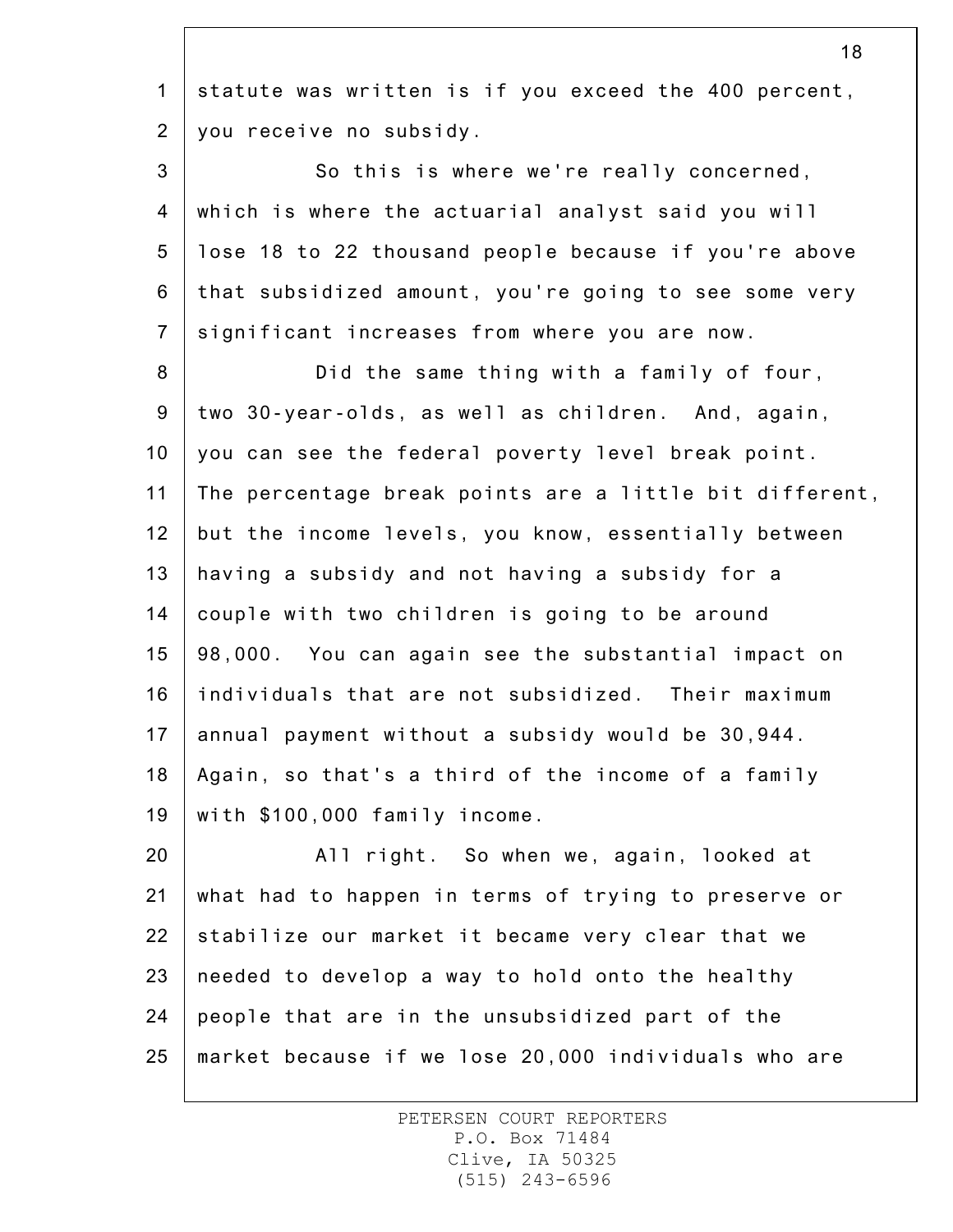statute was written is if you exceed the 400 percent, you receive no subsidy.

So this is where we're really concerned, which is where the actuarial analyst said you will lose 18 to 22 thousand people because if you're above that subsidized amount, you're going to see some very significant increases from where you are now.

Did the same thing with a family of four, two 30-year-olds, as well as children. And, again, you can see the federal poverty level break point. The percentage break points are a little bit different, but the income levels, you know, essentially between having a subsidy and not having a subsidy for a couple with two children is going to be around 98,000. You can again see the substantial impact on individuals that are not subsidized. Their maximum annual payment without a subsidy would be 30,944. Again, so that's a third of the income of a family with $100,000 family income.

All right. So when we, again, looked at what had to happen in terms of trying to preserve or stabilize our market it became very clear that we needed to develop a way to hold onto the healthy people that are in the unsubsidized part of the market because if we lose 20,000 individuals who are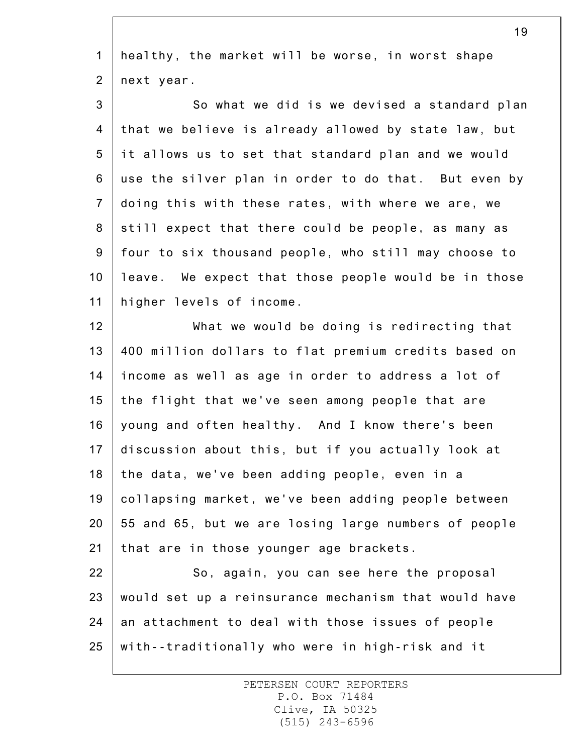healthy, the market will be worse, in worst shape next year.

So what we did is we devised a standard plan that we believe is already allowed by state law, but it allows us to set that standard plan and we would use the silver plan in order to do that. But even by doing this with these rates, with where we are, we still expect that there could be people, as many as four to six thousand people, who still may choose to leave. We expect that those people would be in those higher levels of income.

What we would be doing is redirecting that 400 million dollars to flat premium credits based on income as well as age in order to address a lot of the flight that we've seen among people that are young and often healthy. And I know there's been discussion about this, but if you actually look at the data, we've been adding people, even in a collapsing market, we've been adding people between 55 and 65, but we are losing large numbers of people that are in those younger age brackets.

So, again, you can see here the proposal would set up a reinsurance mechanism that would have an attachment to deal with those issues of people with--traditionally who were in high-risk and it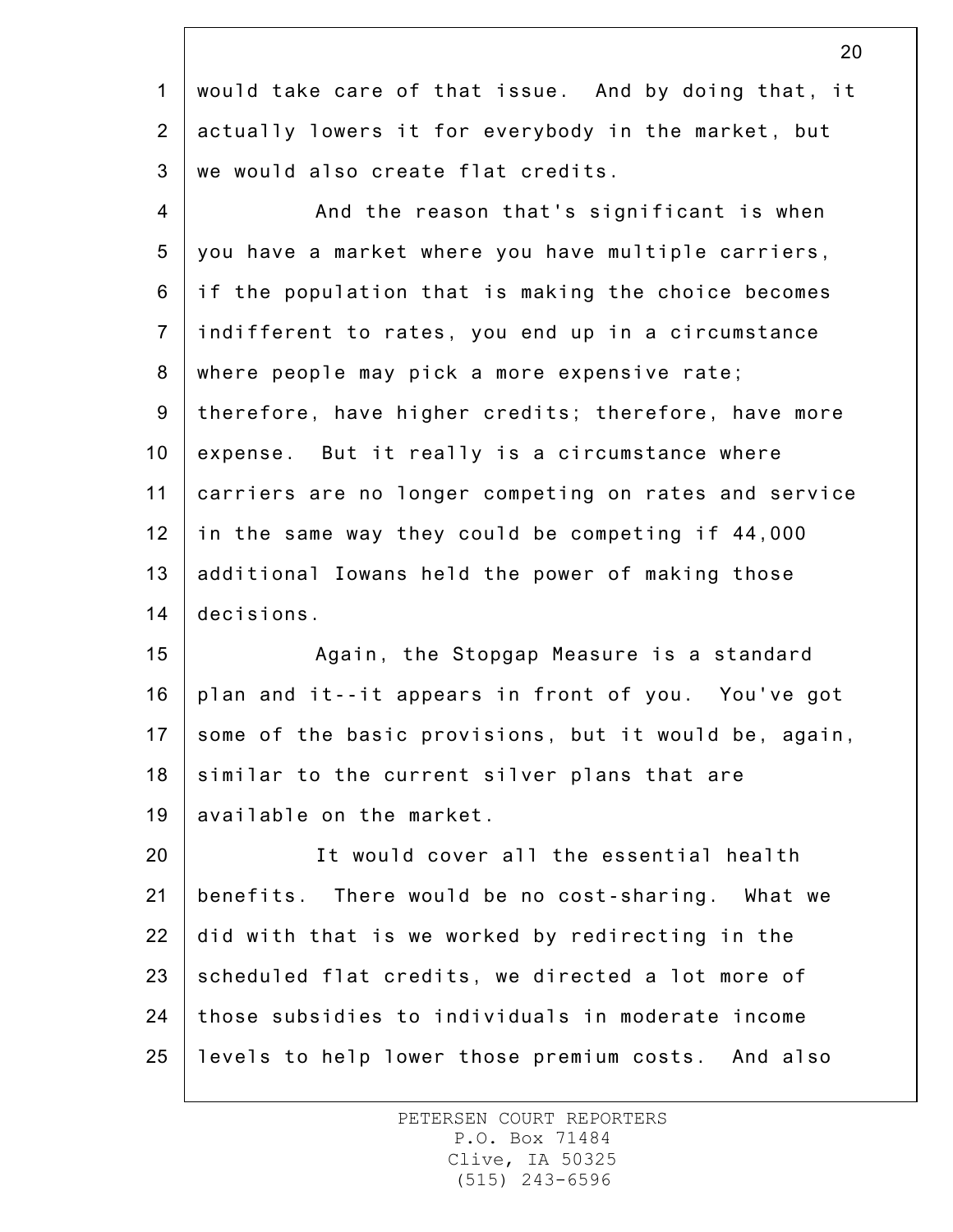would take care of that issue. And by doing that, it actually lowers it for everybody in the market, but we would also create flat credits.

And the reason that's significant is when you have a market where you have multiple carriers, if the population that is making the choice becomes indifferent to rates, you end up in a circumstance where people may pick a more expensive rate; therefore, have higher credits; therefore, have more expense. But it really is a circumstance where carriers are no longer competing on rates and service in the same way they could be competing if 44,000 additional Iowans held the power of making those decisions.

Again, the Stopgap Measure is a standard plan and it--it appears in front of you. You've got some of the basic provisions, but it would be, again, similar to the current silver plans that are available on the market.

It would cover all the essential health benefits. There would be no cost-sharing. What we did with that is we worked by redirecting in the scheduled flat credits, we directed a lot more of those subsidies to individuals in moderate income levels to help lower those premium costs. And also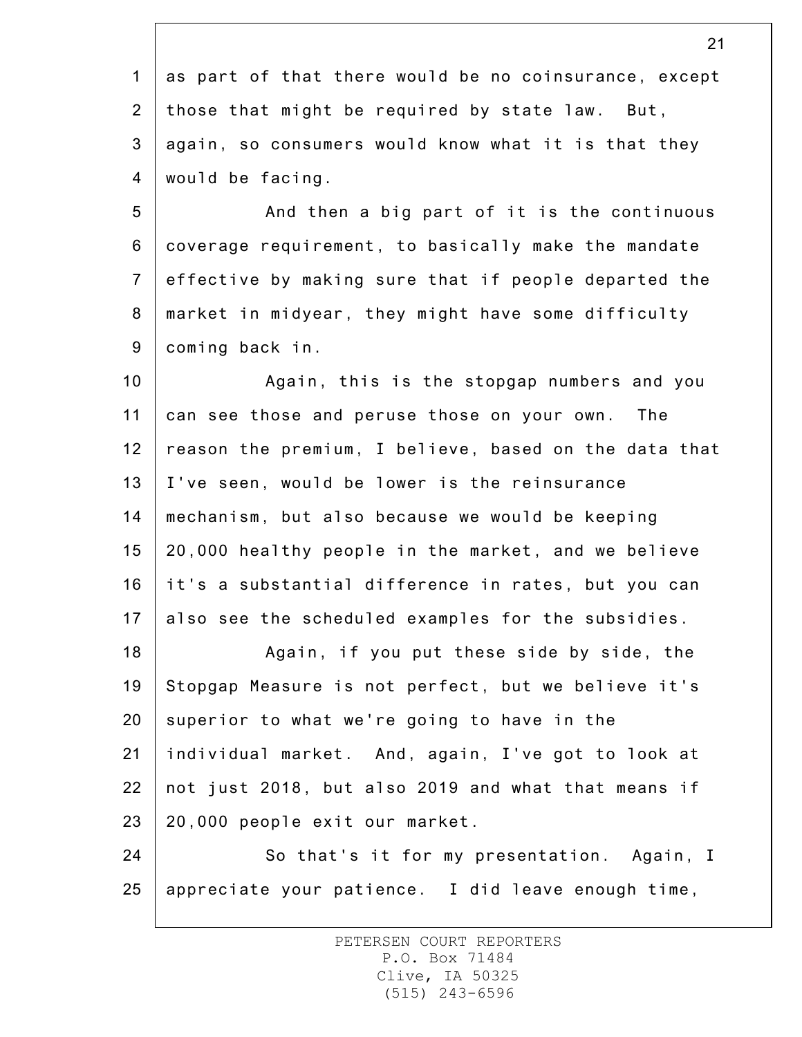as part of that there would be no coinsurance, except those that might be required by state law. But, again, so consumers would know what it is that they would be facing.

And then a big part of it is the continuous coverage requirement, to basically make the mandate effective by making sure that if people departed the market in midyear, they might have some difficulty coming back in.

Again, this is the stopgap numbers and you can see those and peruse those on your own. The reason the premium, I believe, based on the data that I've seen, would be lower is the reinsurance mechanism, but also because we would be keeping 20,000 healthy people in the market, and we believe it's a substantial difference in rates, but you can also see the scheduled examples for the subsidies.

Again, if you put these side by side, the Stopgap Measure is not perfect, but we believe it's superior to what we're going to have in the individual market. And, again, I've got to look at not just 2018, but also 2019 and what that means if 20,000 people exit our market.

So that's it for my presentation. Again, I appreciate your patience. I did leave enough time,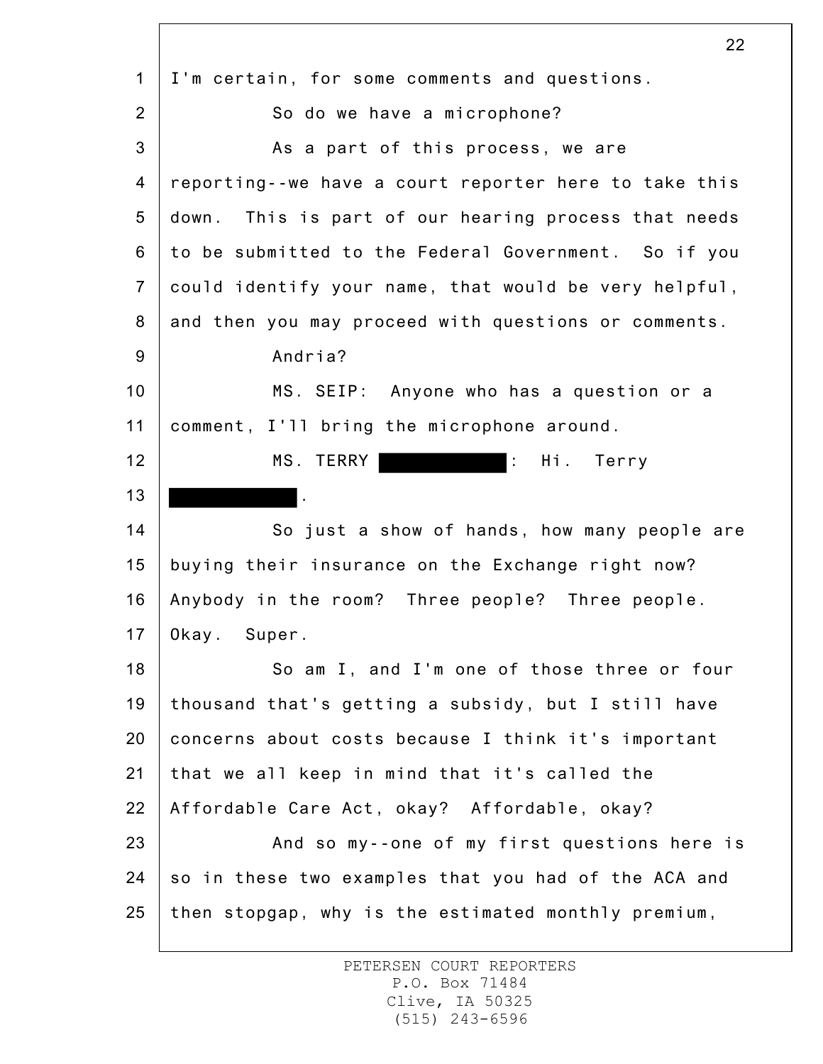I'm certain, for some comments and questions.

So do we have a microphone?

As a part of this process, we are reporting--we have a court reporter here to take this down. This is part of our hearing process that needs to be submitted to the Federal Government. So if you could identify your name, that would be very helpful, and then you may proceed with questions or comments.

Andria?

MS. SEIP: Anyone who has a question or a comment, I'll bring the microphone around.

MS. TERRY [REDACTED]: Hi. Terry [REDACTED].

So just a show of hands, how many people are buying their insurance on the Exchange right now? Anybody in the room? Three people? Three people. Okay. Super.

So am I, and I'm one of those three or four thousand that's getting a subsidy, but I still have concerns about costs because I think it's important that we all keep in mind that it's called the Affordable Care Act, okay? Affordable, okay?

And so my--one of my first questions here is so in these two examples that you had of the ACA and then stopgap, why is the estimated monthly premium,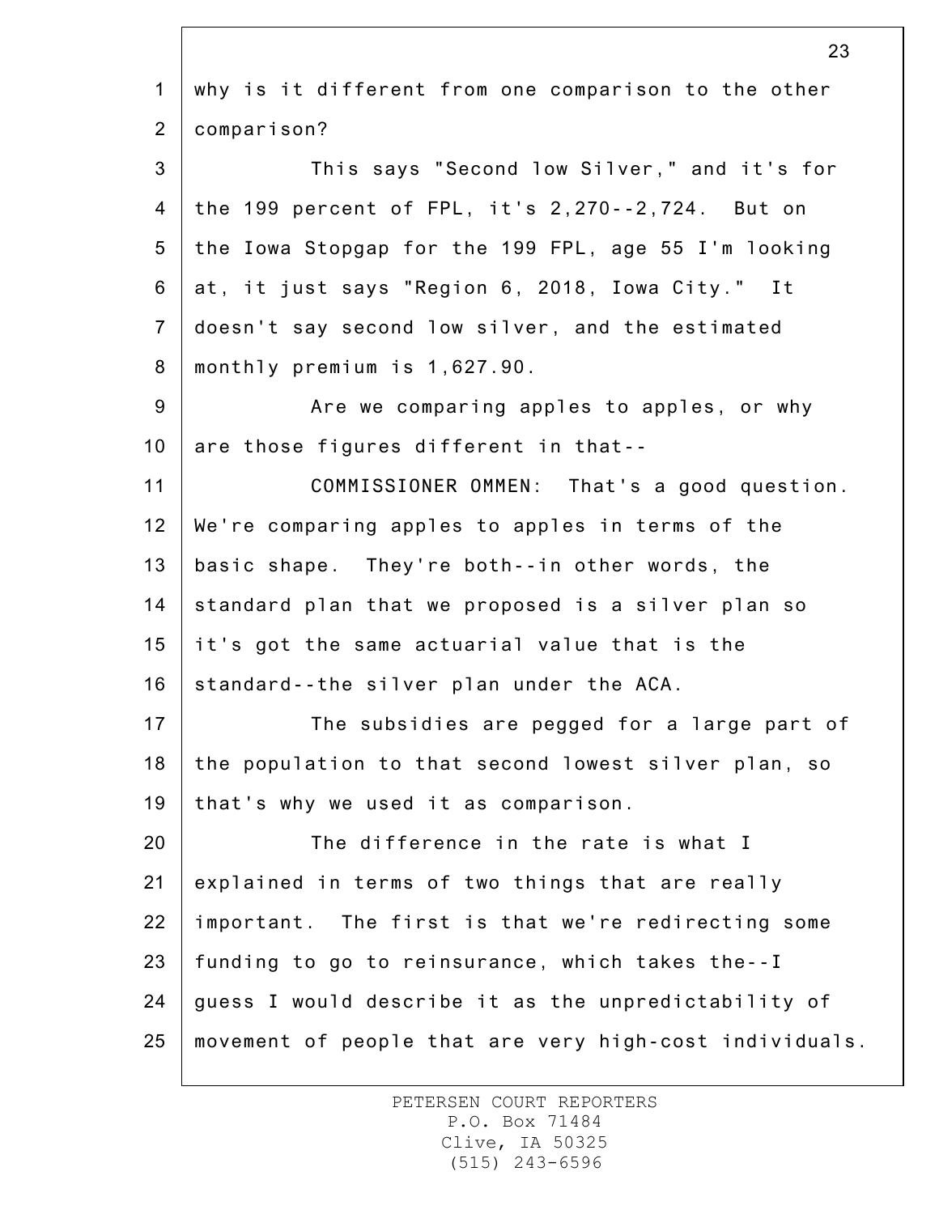why is it different from one comparison to the other comparison?

This says "Second low Silver," and it's for the 199 percent of FPL, it's 2,270--2,724. But on the Iowa Stopgap for the 199 FPL, age 55 I'm looking at, it just says "Region 6, 2018, Iowa City." It doesn't say second low silver, and the estimated monthly premium is 1,627.90.

Are we comparing apples to apples, or why are those figures different in that--

COMMISSIONER OMMEN: That's a good question. We're comparing apples to apples in terms of the basic shape. They're both--in other words, the standard plan that we proposed is a silver plan so it's got the same actuarial value that is the standard--the silver plan under the ACA.

The subsidies are pegged for a large part of the population to that second lowest silver plan, so that's why we used it as comparison.

The difference in the rate is what I explained in terms of two things that are really important. The first is that we're redirecting some funding to go to reinsurance, which takes the--I guess I would describe it as the unpredictability of movement of people that are very high-cost individuals.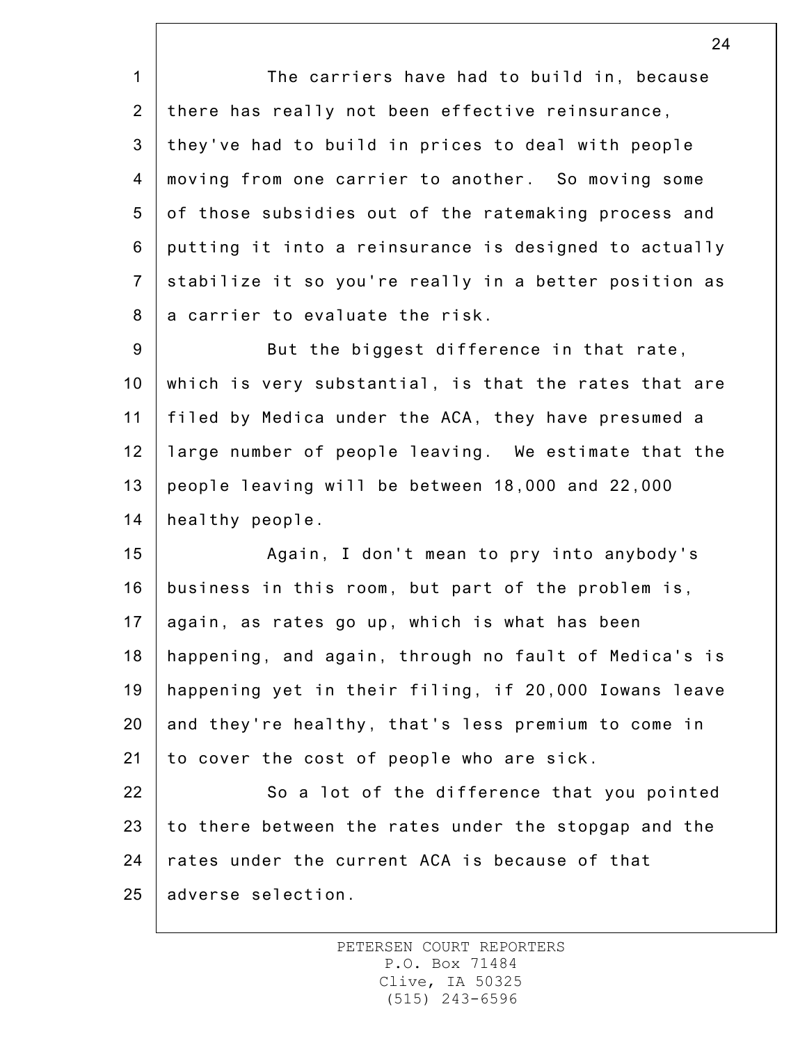The carriers have had to build in, because there has really not been effective reinsurance, they've had to build in prices to deal with people moving from one carrier to another. So moving some of those subsidies out of the ratemaking process and putting it into a reinsurance is designed to actually stabilize it so you're really in a better position as a carrier to evaluate the risk.

But the biggest difference in that rate, which is very substantial, is that the rates that are filed by Medica under the ACA, they have presumed a large number of people leaving. We estimate that the people leaving will be between 18,000 and 22,000 healthy people.

Again, I don't mean to pry into anybody's business in this room, but part of the problem is, again, as rates go up, which is what has been happening, and again, through no fault of Medica's is happening yet in their filing, if 20,000 Iowans leave and they're healthy, that's less premium to come in to cover the cost of people who are sick.

So a lot of the difference that you pointed to there between the rates under the stopgap and the rates under the current ACA is because of that adverse selection.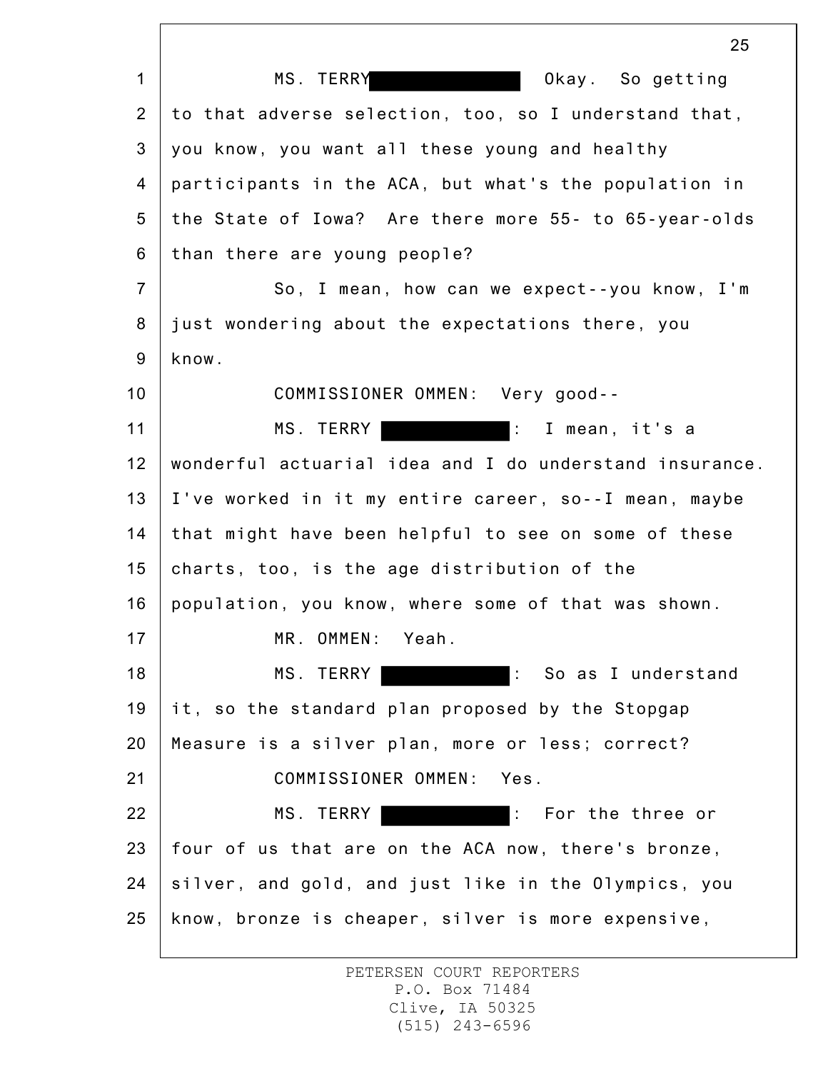MS. TERRY ██████████ Okay. So getting to that adverse selection, too, so I understand that, you know, you want all these young and healthy participants in the ACA, but what's the population in the State of Iowa? Are there more 55- to 65-year-olds than there are young people?

So, I mean, how can we expect--you know, I'm just wondering about the expectations there, you know.

COMMISSIONER OMMEN: Very good--

MS. TERRY ██████████: I mean, it's a wonderful actuarial idea and I do understand insurance. I've worked in it my entire career, so--I mean, maybe that might have been helpful to see on some of these charts, too, is the age distribution of the population, you know, where some of that was shown.

MR. OMMEN: Yeah.

MS. TERRY ██████████: So as I understand it, so the standard plan proposed by the Stopgap Measure is a silver plan, more or less; correct?

COMMISSIONER OMMEN: Yes.

MS. TERRY ██████████: For the three or four of us that are on the ACA now, there's bronze, silver, and gold, and just like in the Olympics, you know, bronze is cheaper, silver is more expensive,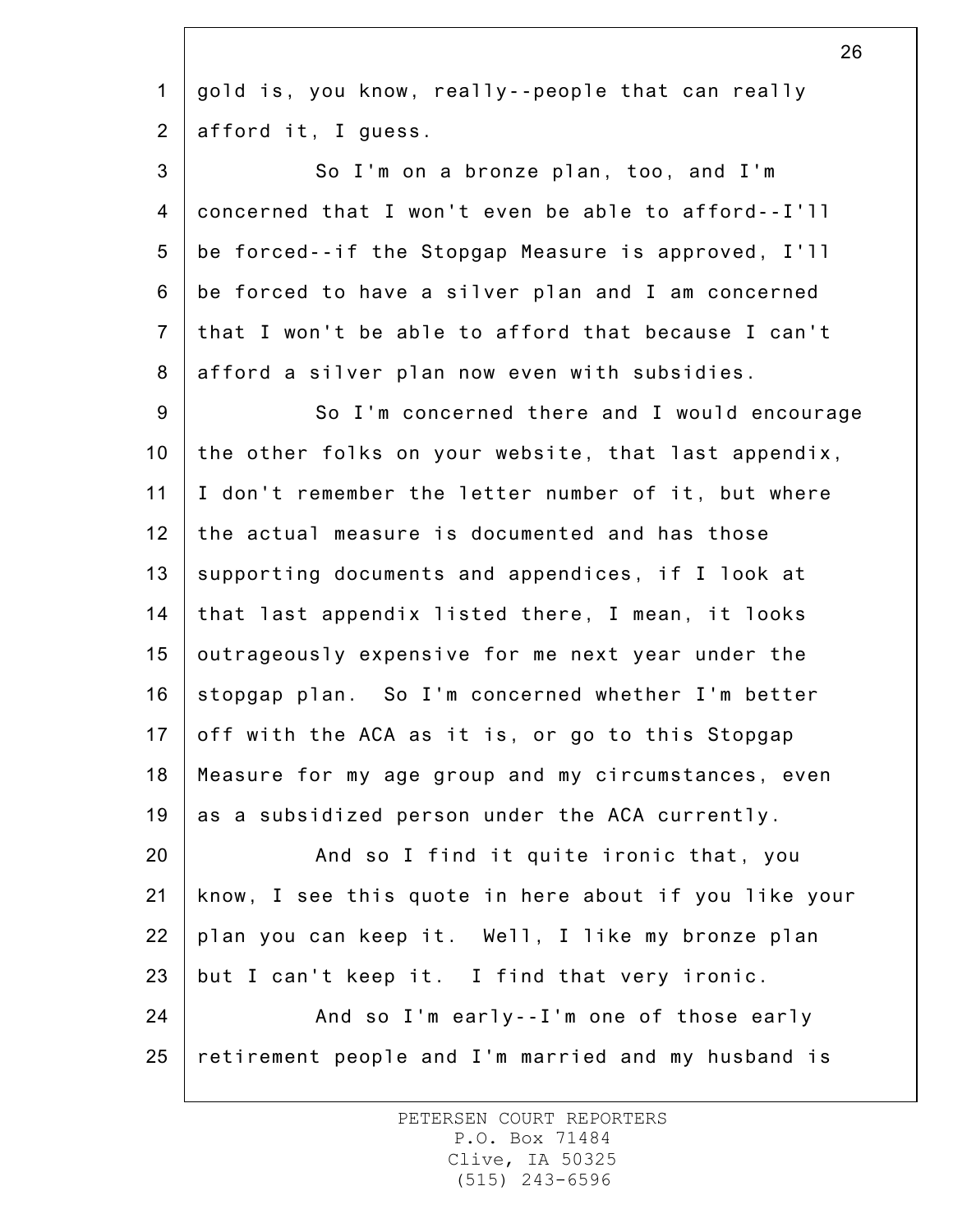gold is, you know, really--people that can really afford it, I guess.

So I'm on a bronze plan, too, and I'm concerned that I won't even be able to afford--I'll be forced--if the Stopgap Measure is approved, I'll be forced to have a silver plan and I am concerned that I won't be able to afford that because I can't afford a silver plan now even with subsidies.

So I'm concerned there and I would encourage the other folks on your website, that last appendix, I don't remember the letter number of it, but where the actual measure is documented and has those supporting documents and appendices, if I look at that last appendix listed there, I mean, it looks outrageously expensive for me next year under the stopgap plan. So I'm concerned whether I'm better off with the ACA as it is, or go to this Stopgap Measure for my age group and my circumstances, even as a subsidized person under the ACA currently.

And so I find it quite ironic that, you know, I see this quote in here about if you like your plan you can keep it. Well, I like my bronze plan but I can't keep it. I find that very ironic.

And so I'm early--I'm one of those early retirement people and I'm married and my husband is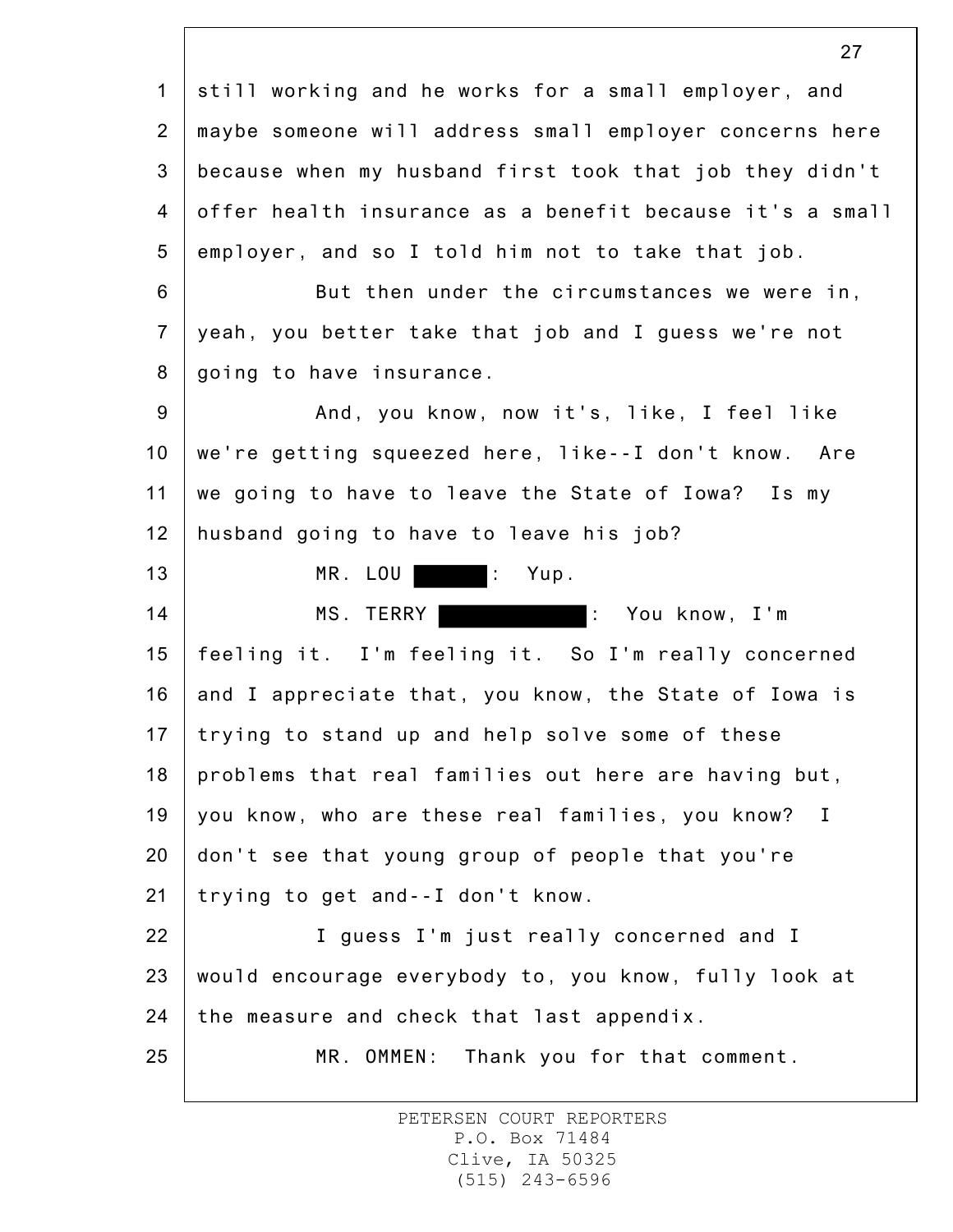still working and he works for a small employer, and maybe someone will address small employer concerns here because when my husband first took that job they didn't offer health insurance as a benefit because it's a small employer, and so I told him not to take that job.

But then under the circumstances we were in, yeah, you better take that job and I guess we're not going to have insurance.

And, you know, now it's, like, I feel like we're getting squeezed here, like--I don't know. Are we going to have to leave the State of Iowa? Is my husband going to have to leave his job?

MR. LOU ██████: Yup.

MS. TERRY ██████████: You know, I'm feeling it. I'm feeling it. So I'm really concerned and I appreciate that, you know, the State of Iowa is trying to stand up and help solve some of these problems that real families out here are having but, you know, who are these real families, you know? I don't see that young group of people that you're trying to get and--I don't know.

I guess I'm just really concerned and I would encourage everybody to, you know, fully look at the measure and check that last appendix.

MR. OMMEN: Thank you for that comment.

PETERSEN COURT REPORTERS
P.O. Box 71484
Clive, IA 50325
(515) 243-6596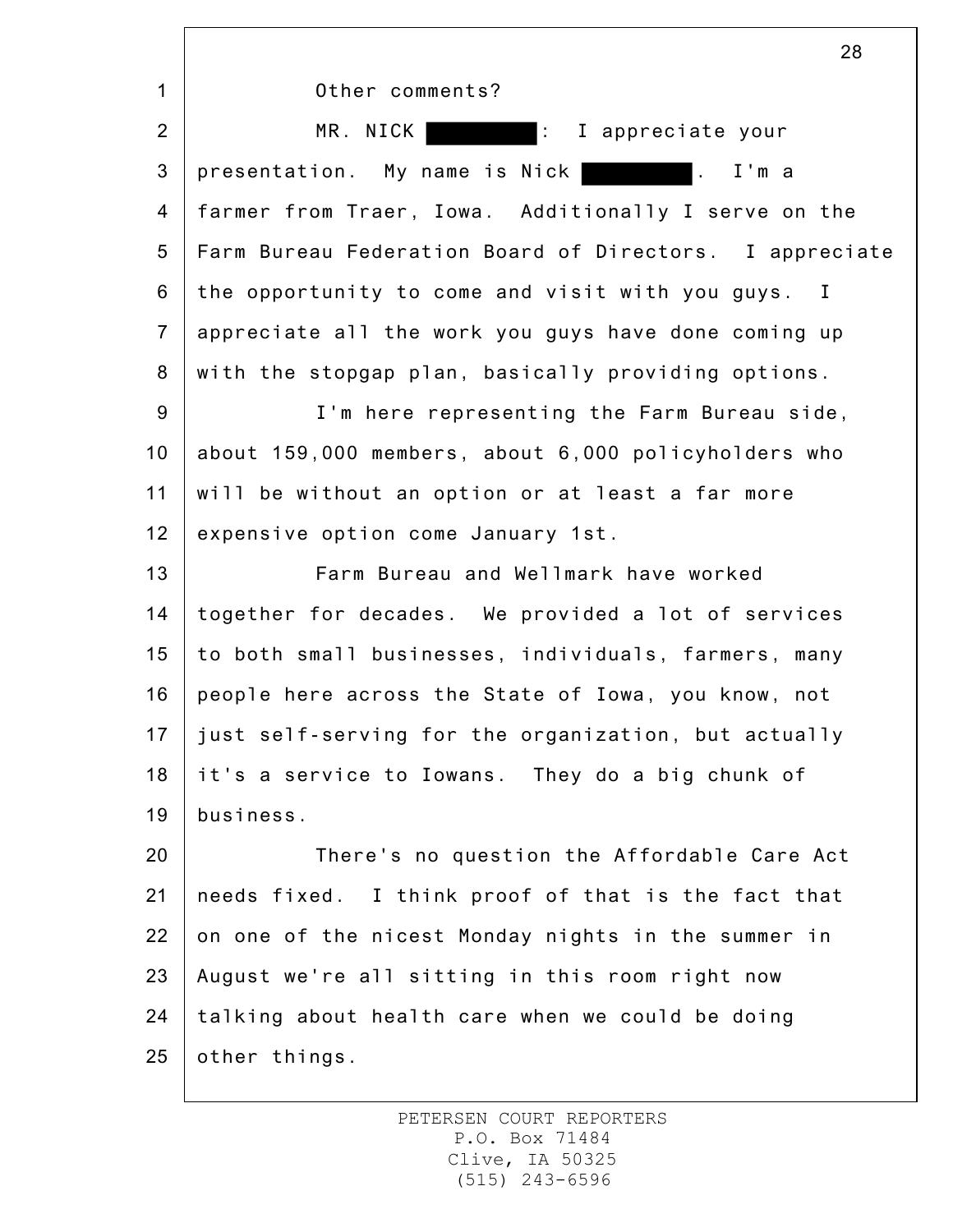Other comments?

MR. NICK ████████: I appreciate your presentation. My name is Nick ████████. I'm a farmer from Traer, Iowa. Additionally I serve on the Farm Bureau Federation Board of Directors. I appreciate the opportunity to come and visit with you guys. I appreciate all the work you guys have done coming up with the stopgap plan, basically providing options.

I'm here representing the Farm Bureau side, about 159,000 members, about 6,000 policyholders who will be without an option or at least a far more expensive option come January 1st.

Farm Bureau and Wellmark have worked together for decades. We provided a lot of services to both small businesses, individuals, farmers, many people here across the State of Iowa, you know, not just self-serving for the organization, but actually it's a service to Iowans. They do a big chunk of business.

There's no question the Affordable Care Act needs fixed. I think proof of that is the fact that on one of the nicest Monday nights in the summer in August we're all sitting in this room right now talking about health care when we could be doing other things.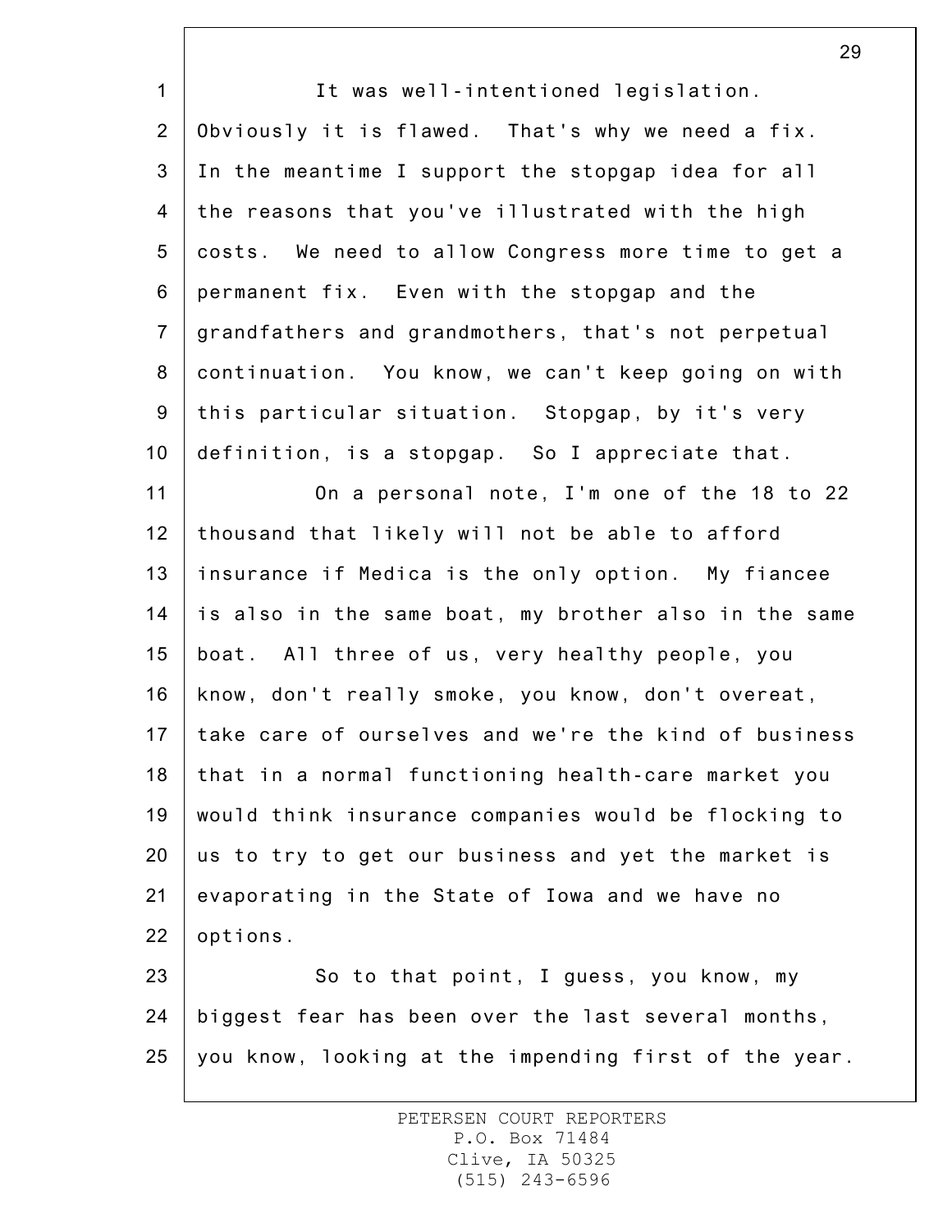It was well-intentioned legislation. Obviously it is flawed. That's why we need a fix. In the meantime I support the stopgap idea for all the reasons that you've illustrated with the high costs. We need to allow Congress more time to get a permanent fix. Even with the stopgap and the grandfathers and grandmothers, that's not perpetual continuation. You know, we can't keep going on with this particular situation. Stopgap, by it's very definition, is a stopgap. So I appreciate that.

On a personal note, I'm one of the 18 to 22 thousand that likely will not be able to afford insurance if Medica is the only option. My fiancee is also in the same boat, my brother also in the same boat. All three of us, very healthy people, you know, don't really smoke, you know, don't overeat, take care of ourselves and we're the kind of business that in a normal functioning health-care market you would think insurance companies would be flocking to us to try to get our business and yet the market is evaporating in the State of Iowa and we have no options.

So to that point, I guess, you know, my biggest fear has been over the last several months, you know, looking at the impending first of the year.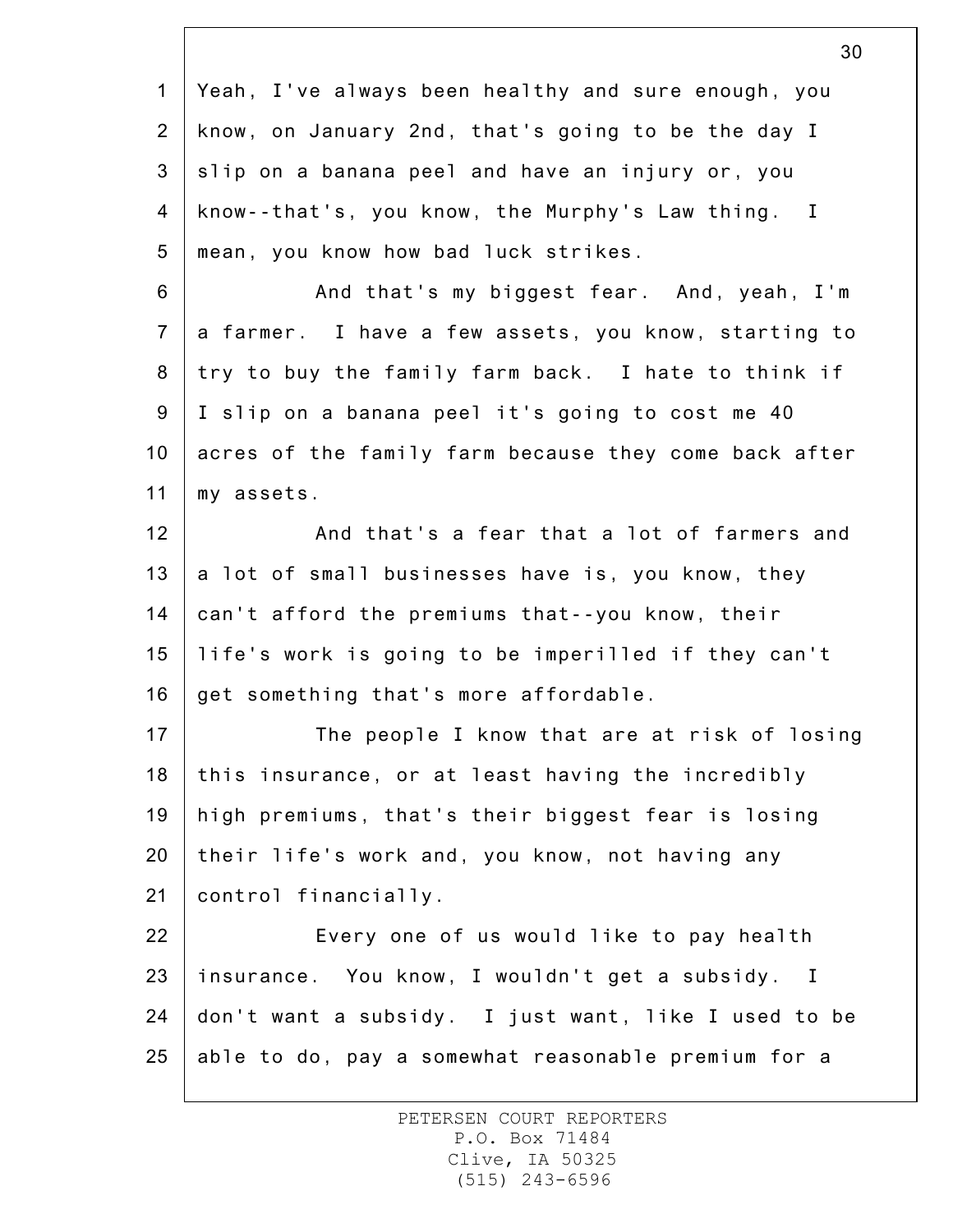Yeah, I've always been healthy and sure enough, you know, on January 2nd, that's going to be the day I slip on a banana peel and have an injury or, you know--that's, you know, the Murphy's Law thing. I mean, you know how bad luck strikes.

And that's my biggest fear. And, yeah, I'm a farmer. I have a few assets, you know, starting to try to buy the family farm back. I hate to think if I slip on a banana peel it's going to cost me 40 acres of the family farm because they come back after my assets.

And that's a fear that a lot of farmers and a lot of small businesses have is, you know, they can't afford the premiums that--you know, their life's work is going to be imperilled if they can't get something that's more affordable.

The people I know that are at risk of losing this insurance, or at least having the incredibly high premiums, that's their biggest fear is losing their life's work and, you know, not having any control financially.

Every one of us would like to pay health insurance. You know, I wouldn't get a subsidy. I don't want a subsidy. I just want, like I used to be able to do, pay a somewhat reasonable premium for a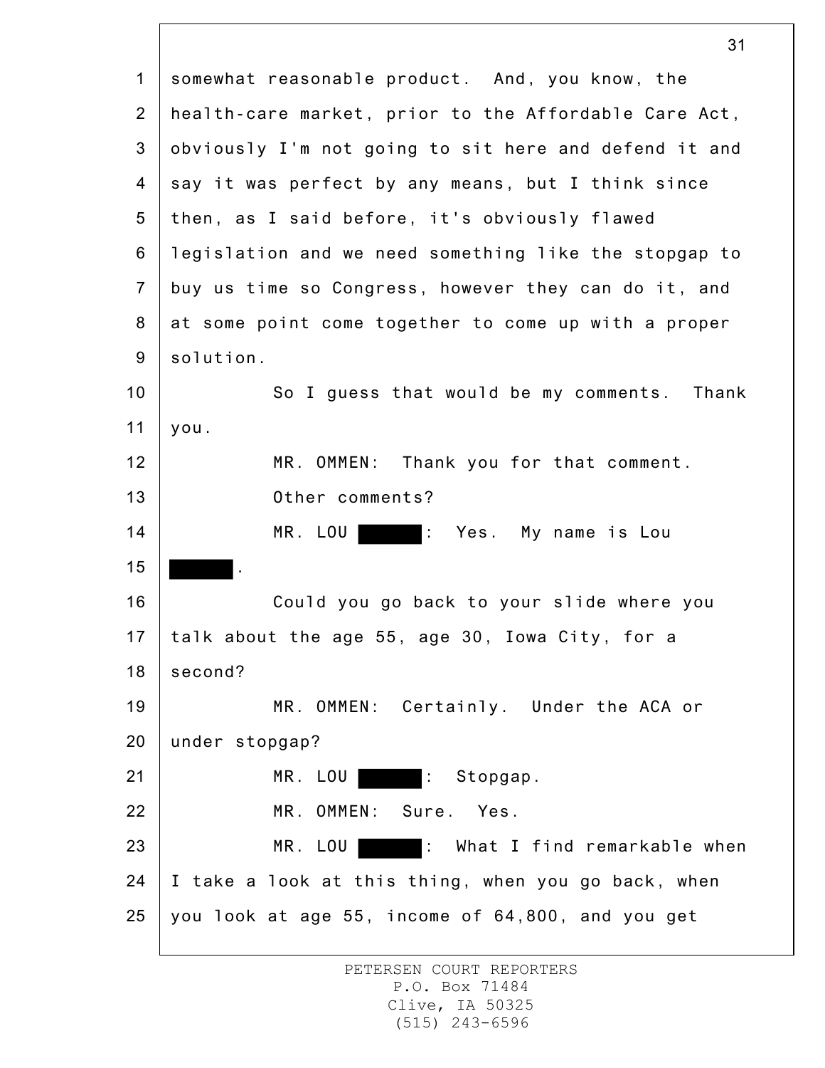somewhat reasonable product. And, you know, the health-care market, prior to the Affordable Care Act, obviously I'm not going to sit here and defend it and say it was perfect by any means, but I think since then, as I said before, it's obviously flawed legislation and we need something like the stopgap to buy us time so Congress, however they can do it, and at some point come together to come up with a proper solution.

So I guess that would be my comments. Thank you.

MR. OMMEN: Thank you for that comment.

Other comments?

MR. LOU ██████: Yes. My name is Lou ██████.

Could you go back to your slide where you talk about the age 55, age 30, Iowa City, for a second?

MR. OMMEN: Certainly. Under the ACA or under stopgap?

MR. LOU ██████: Stopgap.

MR. OMMEN: Sure. Yes.

MR. LOU ██████: What I find remarkable when I take a look at this thing, when you go back, when you look at age 55, income of 64,800, and you get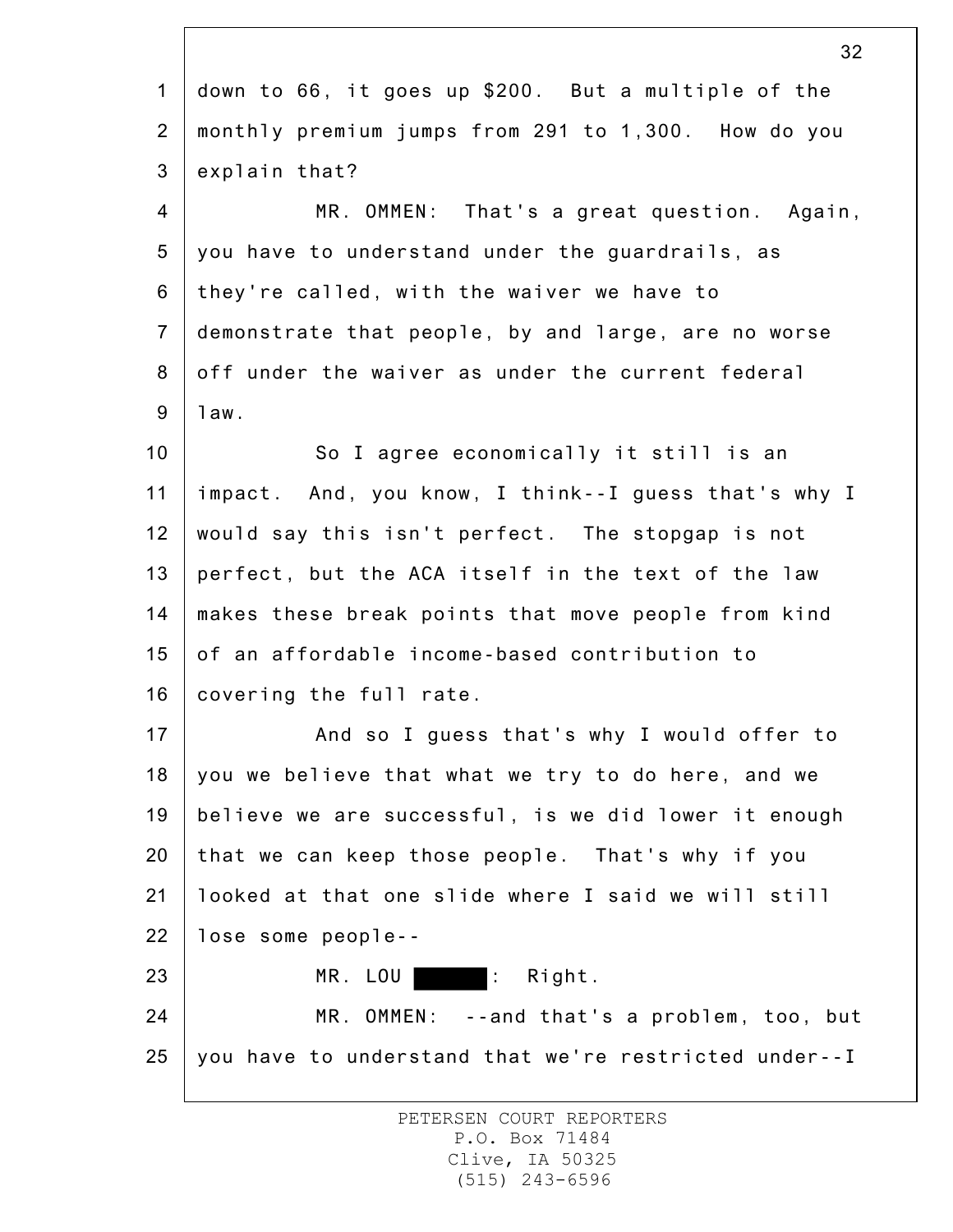down to 66, it goes up $200. But a multiple of the monthly premium jumps from 291 to 1,300. How do you explain that?

MR. OMMEN: That's a great question. Again, you have to understand under the guardrails, as they're called, with the waiver we have to demonstrate that people, by and large, are no worse off under the waiver as under the current federal law.

So I agree economically it still is an impact. And, you know, I think--I guess that's why I would say this isn't perfect. The stopgap is not perfect, but the ACA itself in the text of the law makes these break points that move people from kind of an affordable income-based contribution to covering the full rate.

And so I guess that's why I would offer to you we believe that what we try to do here, and we believe we are successful, is we did lower it enough that we can keep those people. That's why if you looked at that one slide where I said we will still lose some people--

MR. LOU ██████: Right.

MR. OMMEN: --and that's a problem, too, but you have to understand that we're restricted under--I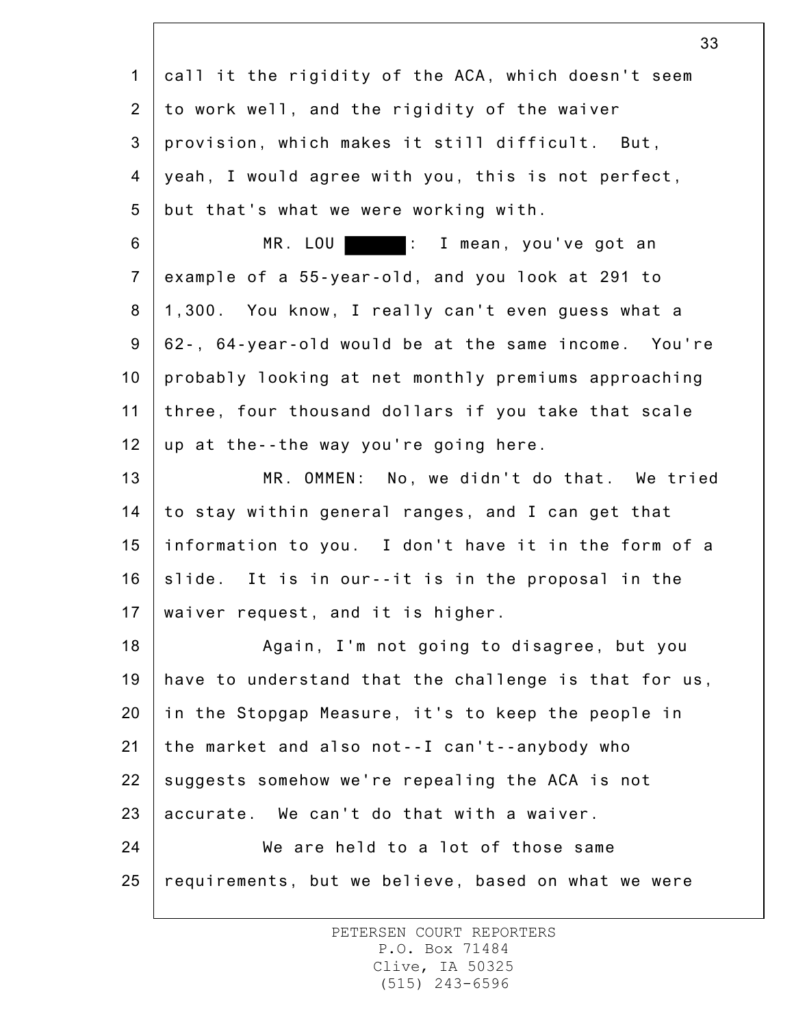call it the rigidity of the ACA, which doesn't seem to work well, and the rigidity of the waiver provision, which makes it still difficult. But, yeah, I would agree with you, this is not perfect, but that's what we were working with.

MR. LOU ██████: I mean, you've got an example of a 55-year-old, and you look at 291 to 1,300. You know, I really can't even guess what a 62-, 64-year-old would be at the same income. You're probably looking at net monthly premiums approaching three, four thousand dollars if you take that scale up at the--the way you're going here.

MR. OMMEN: No, we didn't do that. We tried to stay within general ranges, and I can get that information to you. I don't have it in the form of a slide. It is in our--it is in the proposal in the waiver request, and it is higher.

Again, I'm not going to disagree, but you have to understand that the challenge is that for us, in the Stopgap Measure, it's to keep the people in the market and also not--I can't--anybody who suggests somehow we're repealing the ACA is not accurate. We can't do that with a waiver.

We are held to a lot of those same requirements, but we believe, based on what we were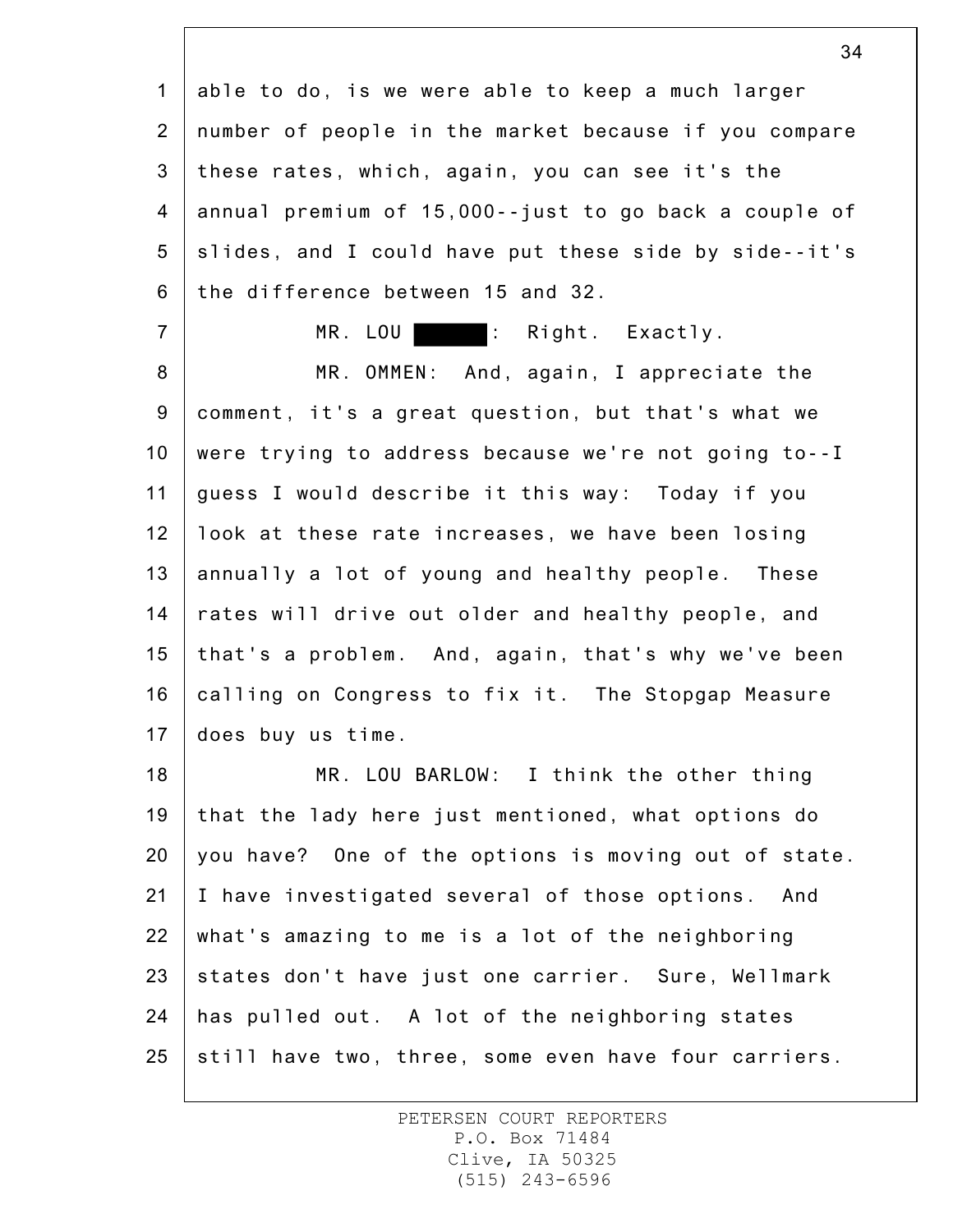able to do, is we were able to keep a much larger number of people in the market because if you compare these rates, which, again, you can see it's the annual premium of 15,000--just to go back a couple of slides, and I could have put these side by side--it's the difference between 15 and 32.

MR. LOU ██████: Right. Exactly.

MR. OMMEN: And, again, I appreciate the comment, it's a great question, but that's what we were trying to address because we're not going to--I guess I would describe it this way: Today if you look at these rate increases, we have been losing annually a lot of young and healthy people. These rates will drive out older and healthy people, and that's a problem. And, again, that's why we've been calling on Congress to fix it. The Stopgap Measure does buy us time.

MR. LOU BARLOW: I think the other thing that the lady here just mentioned, what options do you have? One of the options is moving out of state. I have investigated several of those options. And what's amazing to me is a lot of the neighboring states don't have just one carrier. Sure, Wellmark has pulled out. A lot of the neighboring states still have two, three, some even have four carriers.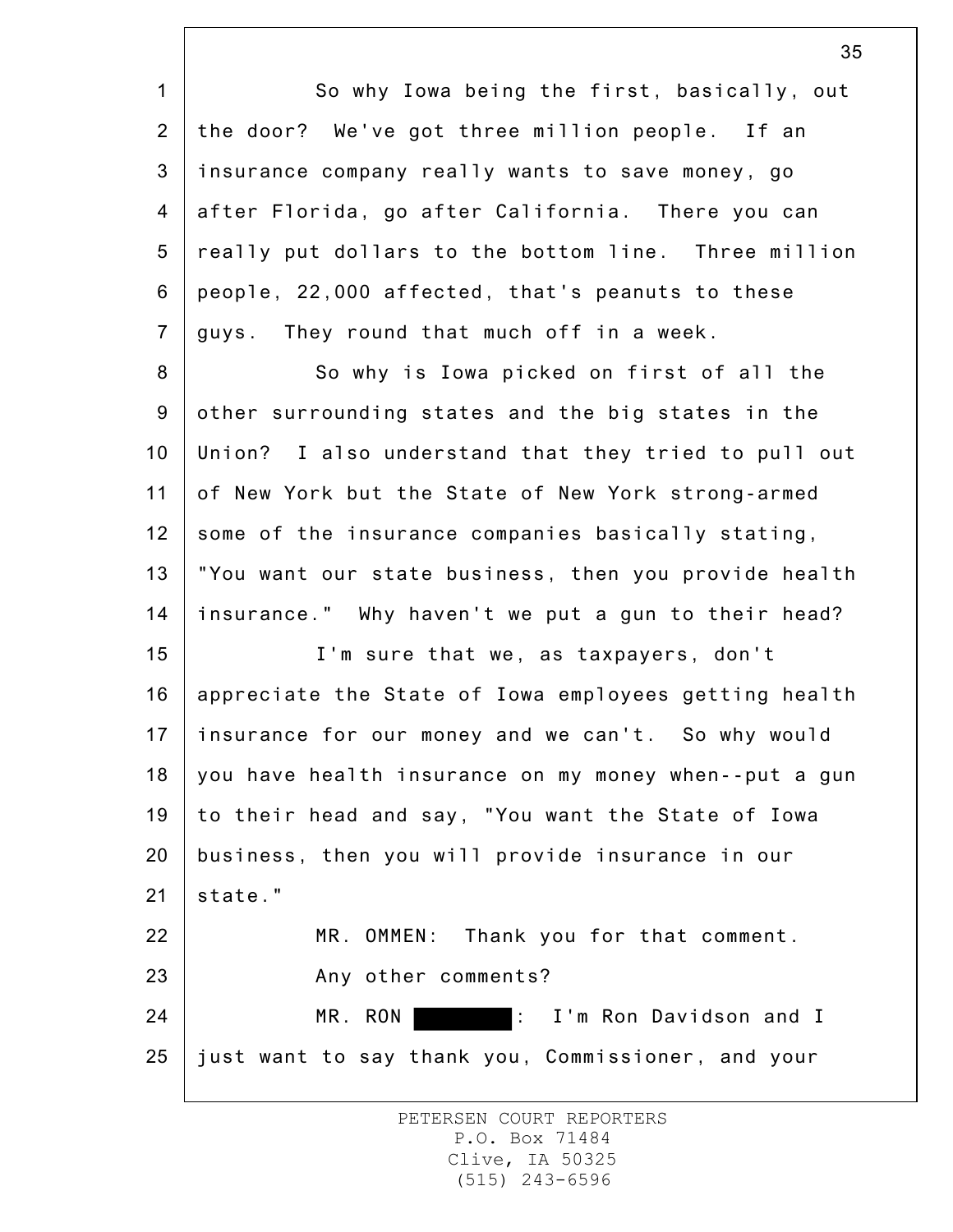So why Iowa being the first, basically, out the door? We've got three million people. If an insurance company really wants to save money, go after Florida, go after California. There you can really put dollars to the bottom line. Three million people, 22,000 affected, that's peanuts to these guys. They round that much off in a week.

So why is Iowa picked on first of all the other surrounding states and the big states in the Union? I also understand that they tried to pull out of New York but the State of New York strong-armed some of the insurance companies basically stating, "You want our state business, then you provide health insurance." Why haven't we put a gun to their head?

I'm sure that we, as taxpayers, don't appreciate the State of Iowa employees getting health insurance for our money and we can't. So why would you have health insurance on my money when--put a gun to their head and say, "You want the State of Iowa business, then you will provide insurance in our state."

MR. OMMEN: Thank you for that comment.

Any other comments?

MR. RON ████████: I'm Ron Davidson and I just want to say thank you, Commissioner, and your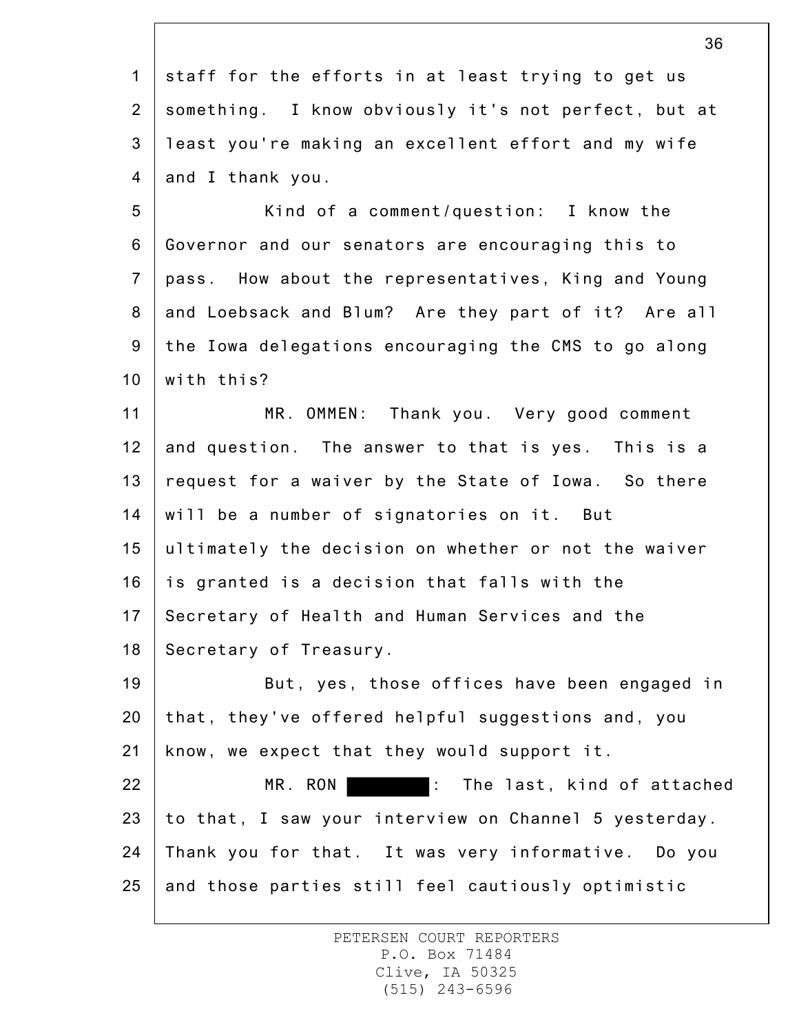staff for the efforts in at least trying to get us something. I know obviously it's not perfect, but at least you're making an excellent effort and my wife and I thank you.

Kind of a comment/question: I know the Governor and our senators are encouraging this to pass. How about the representatives, King and Young and Loebsack and Blum? Are they part of it? Are all the Iowa delegations encouraging the CMS to go along with this?

MR. OMMEN: Thank you. Very good comment and question. The answer to that is yes. This is a request for a waiver by the State of Iowa. So there will be a number of signatories on it. But ultimately the decision on whether or not the waiver is granted is a decision that falls with the Secretary of Health and Human Services and the Secretary of Treasury.

But, yes, those offices have been engaged in that, they've offered helpful suggestions and, you know, we expect that they would support it.

MR. RON [REDACTED]: The last, kind of attached to that, I saw your interview on Channel 5 yesterday. Thank you for that. It was very informative. Do you and those parties still feel cautiously optimistic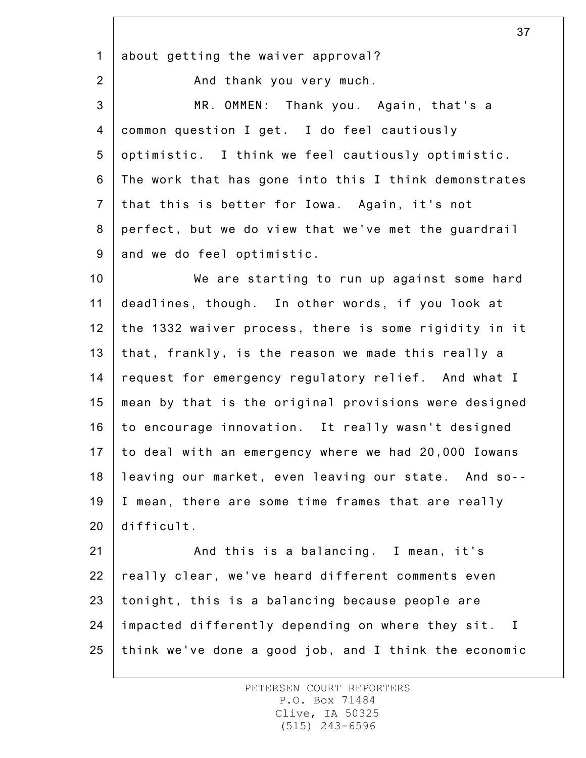about getting the waiver approval?

And thank you very much.

MR. OMMEN: Thank you. Again, that's a common question I get. I do feel cautiously optimistic. I think we feel cautiously optimistic. The work that has gone into this I think demonstrates that this is better for Iowa. Again, it's not perfect, but we do view that we've met the guardrail and we do feel optimistic.

We are starting to run up against some hard deadlines, though. In other words, if you look at the 1332 waiver process, there is some rigidity in it that, frankly, is the reason we made this really a request for emergency regulatory relief. And what I mean by that is the original provisions were designed to encourage innovation. It really wasn't designed to deal with an emergency where we had 20,000 Iowans leaving our market, even leaving our state. And so-- I mean, there are some time frames that are really difficult.

And this is a balancing. I mean, it's really clear, we've heard different comments even tonight, this is a balancing because people are impacted differently depending on where they sit. I think we've done a good job, and I think the economic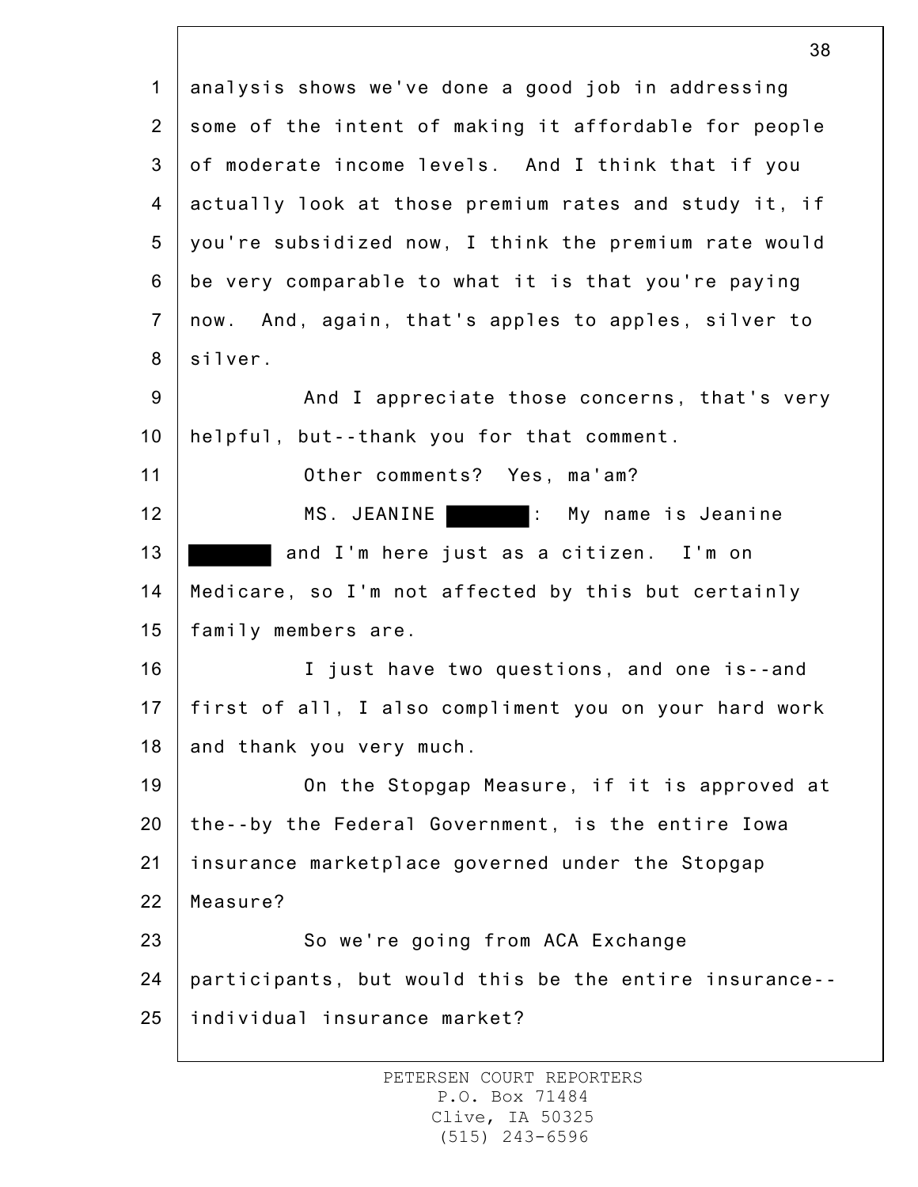analysis shows we've done a good job in addressing some of the intent of making it affordable for people of moderate income levels. And I think that if you actually look at those premium rates and study it, if you're subsidized now, I think the premium rate would be very comparable to what it is that you're paying now. And, again, that's apples to apples, silver to silver.

And I appreciate those concerns, that's very helpful, but--thank you for that comment.

Other comments? Yes, ma'am?

MS. JEANINE ████████: My name is Jeanine ████████ and I'm here just as a citizen. I'm on Medicare, so I'm not affected by this but certainly family members are.

I just have two questions, and one is--and first of all, I also compliment you on your hard work and thank you very much.

On the Stopgap Measure, if it is approved at the--by the Federal Government, is the entire Iowa insurance marketplace governed under the Stopgap Measure?

So we're going from ACA Exchange participants, but would this be the entire insurance--individual insurance market?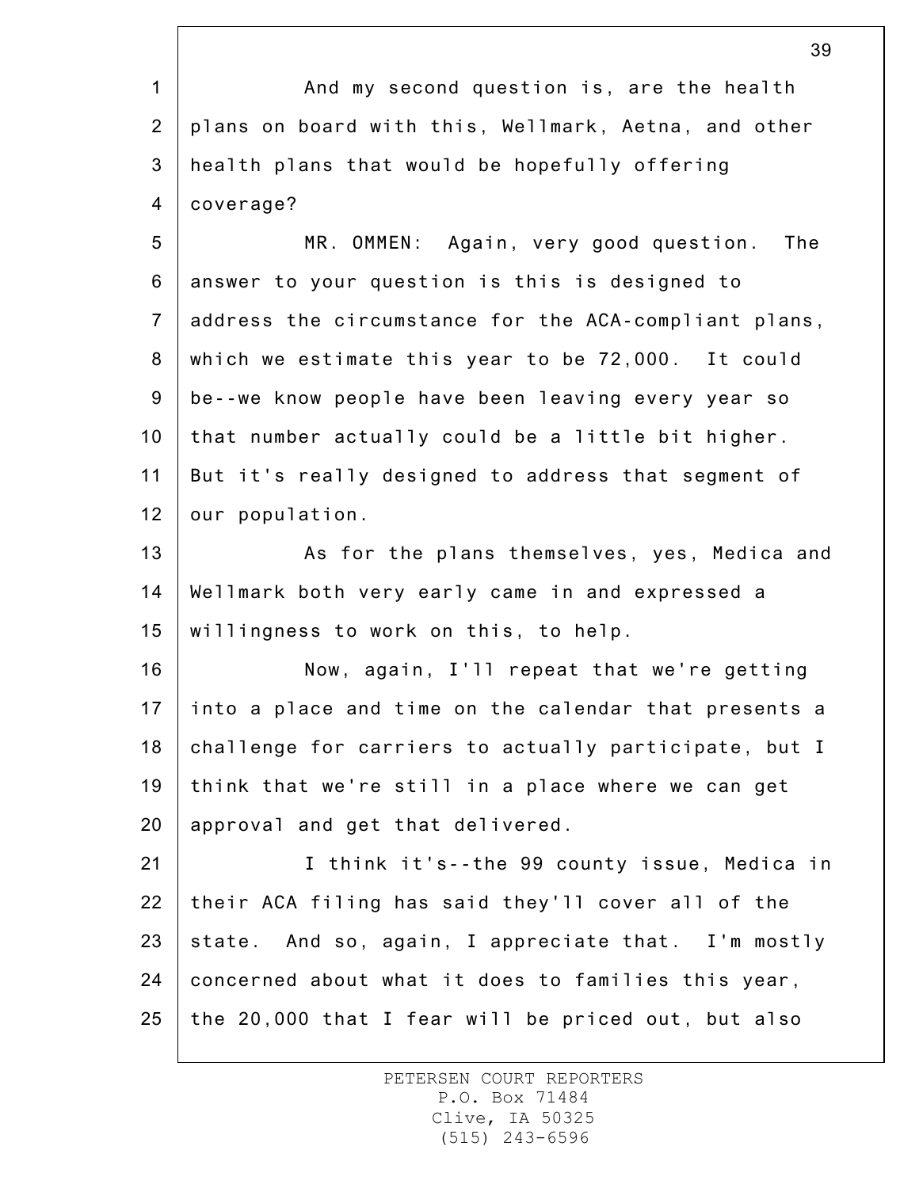And my second question is, are the health plans on board with this, Wellmark, Aetna, and other health plans that would be hopefully offering coverage?

MR. OMMEN: Again, very good question. The answer to your question is this is designed to address the circumstance for the ACA-compliant plans, which we estimate this year to be 72,000. It could be--we know people have been leaving every year so that number actually could be a little bit higher. But it's really designed to address that segment of our population.

As for the plans themselves, yes, Medica and Wellmark both very early came in and expressed a willingness to work on this, to help.

Now, again, I'll repeat that we're getting into a place and time on the calendar that presents a challenge for carriers to actually participate, but I think that we're still in a place where we can get approval and get that delivered.

I think it's--the 99 county issue, Medica in their ACA filing has said they'll cover all of the state. And so, again, I appreciate that. I'm mostly concerned about what it does to families this year, the 20,000 that I fear will be priced out, but also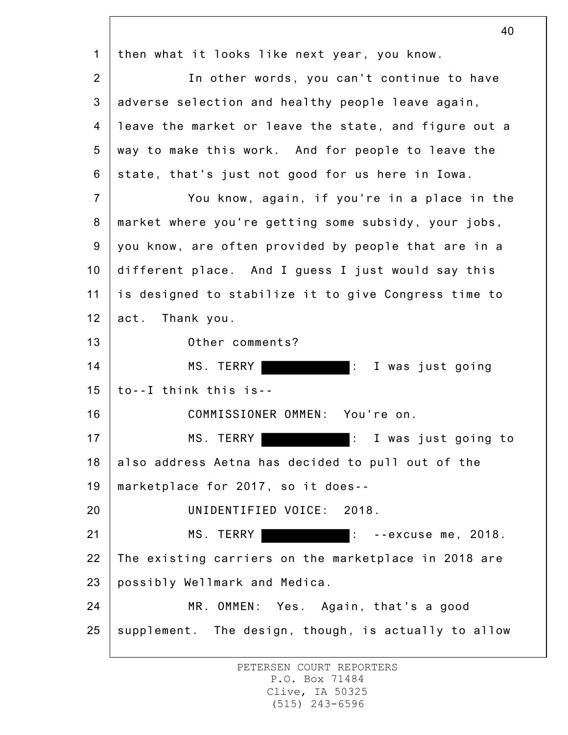then what it looks like next year, you know.

In other words, you can't continue to have adverse selection and healthy people leave again, leave the market or leave the state, and figure out a way to make this work. And for people to leave the state, that's just not good for us here in Iowa.

You know, again, if you're in a place in the market where you're getting some subsidy, your jobs, you know, are often provided by people that are in a different place. And I guess I just would say this is designed to stabilize it to give Congress time to act. Thank you.

Other comments?

MS. TERRY ███████: I was just going to--I think this is--

COMMISSIONER OMMEN: You're on.

MS. TERRY ███████: I was just going to also address Aetna has decided to pull out of the marketplace for 2017, so it does--

UNIDENTIFIED VOICE: 2018.

MS. TERRY ███████: --excuse me, 2018. The existing carriers on the marketplace in 2018 are possibly Wellmark and Medica.

MR. OMMEN: Yes. Again, that's a good supplement. The design, though, is actually to allow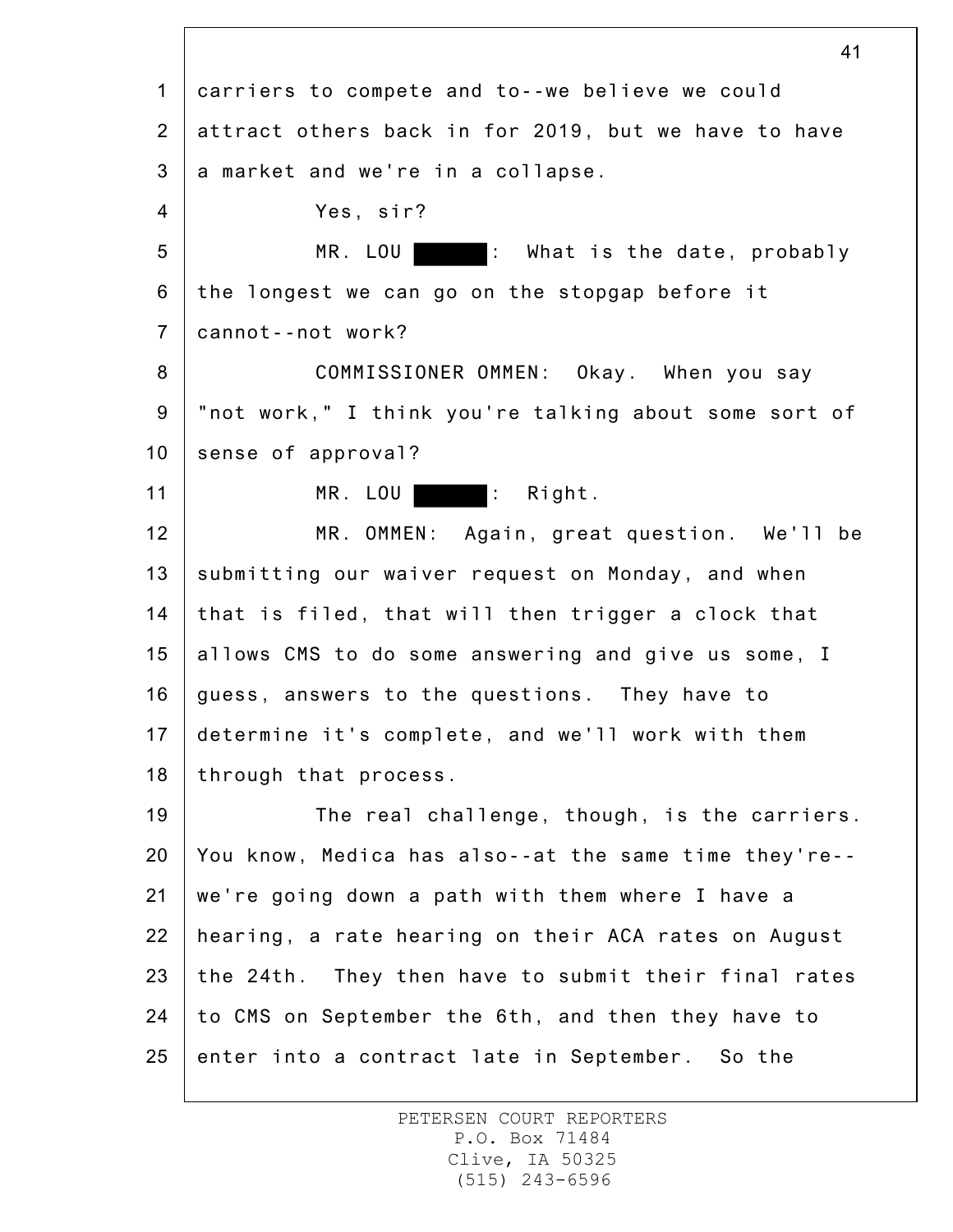carriers to compete and to--we believe we could attract others back in for 2019, but we have to have a market and we're in a collapse.

Yes, sir?

MR. LOU ██████: What is the date, probably the longest we can go on the stopgap before it cannot--not work?

COMMISSIONER OMMEN: Okay. When you say "not work," I think you're talking about some sort of sense of approval?

MR. LOU ██████: Right.

MR. OMMEN: Again, great question. We'll be submitting our waiver request on Monday, and when that is filed, that will then trigger a clock that allows CMS to do some answering and give us some, I guess, answers to the questions. They have to determine it's complete, and we'll work with them through that process.

The real challenge, though, is the carriers. You know, Medica has also--at the same time they're--we're going down a path with them where I have a hearing, a rate hearing on their ACA rates on August the 24th. They then have to submit their final rates to CMS on September the 6th, and then they have to enter into a contract late in September. So the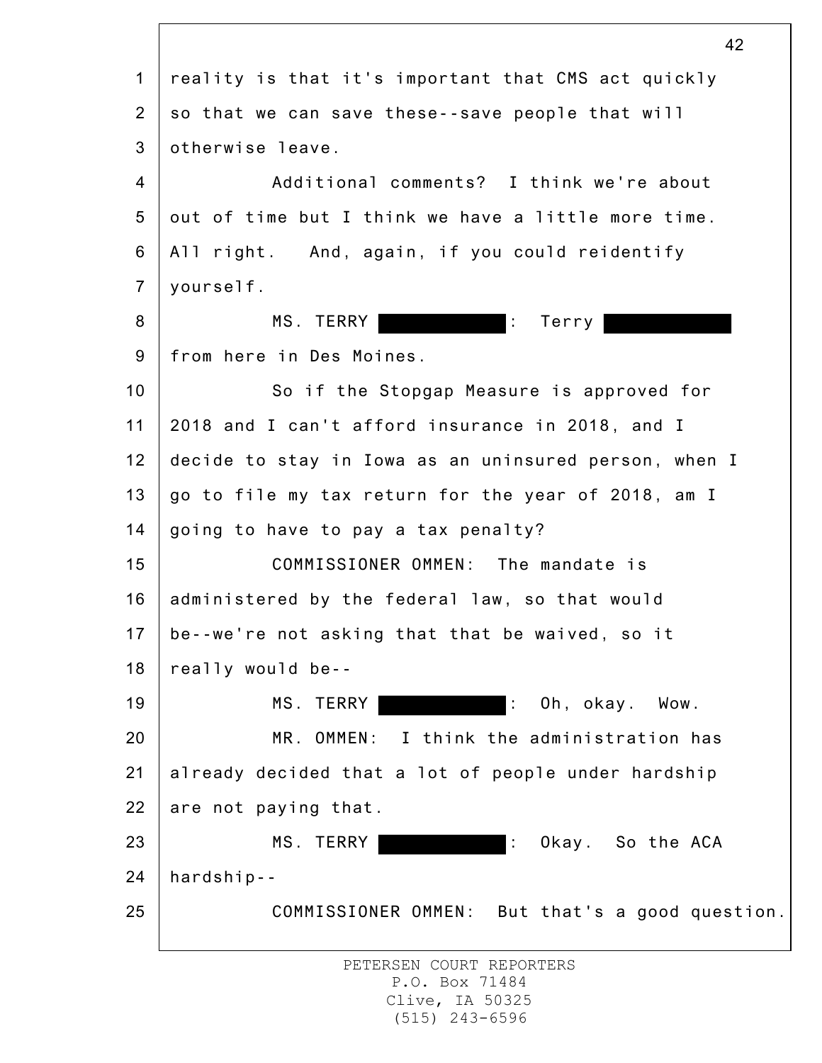reality is that it's important that CMS act quickly so that we can save these--save people that will otherwise leave.

Additional comments? I think we're about out of time but I think we have a little more time. All right. And, again, if you could reidentify yourself.

MS. TERRY [REDACTED]: Terry [REDACTED] from here in Des Moines.

So if the Stopgap Measure is approved for 2018 and I can't afford insurance in 2018, and I decide to stay in Iowa as an uninsured person, when I go to file my tax return for the year of 2018, am I going to have to pay a tax penalty?

COMMISSIONER OMMEN: The mandate is administered by the federal law, so that would be--we're not asking that that be waived, so it really would be--

MS. TERRY [REDACTED]: Oh, okay. Wow.

MR. OMMEN: I think the administration has already decided that a lot of people under hardship are not paying that.

MS. TERRY [REDACTED]: Okay. So the ACA hardship--

COMMISSIONER OMMEN: But that's a good question.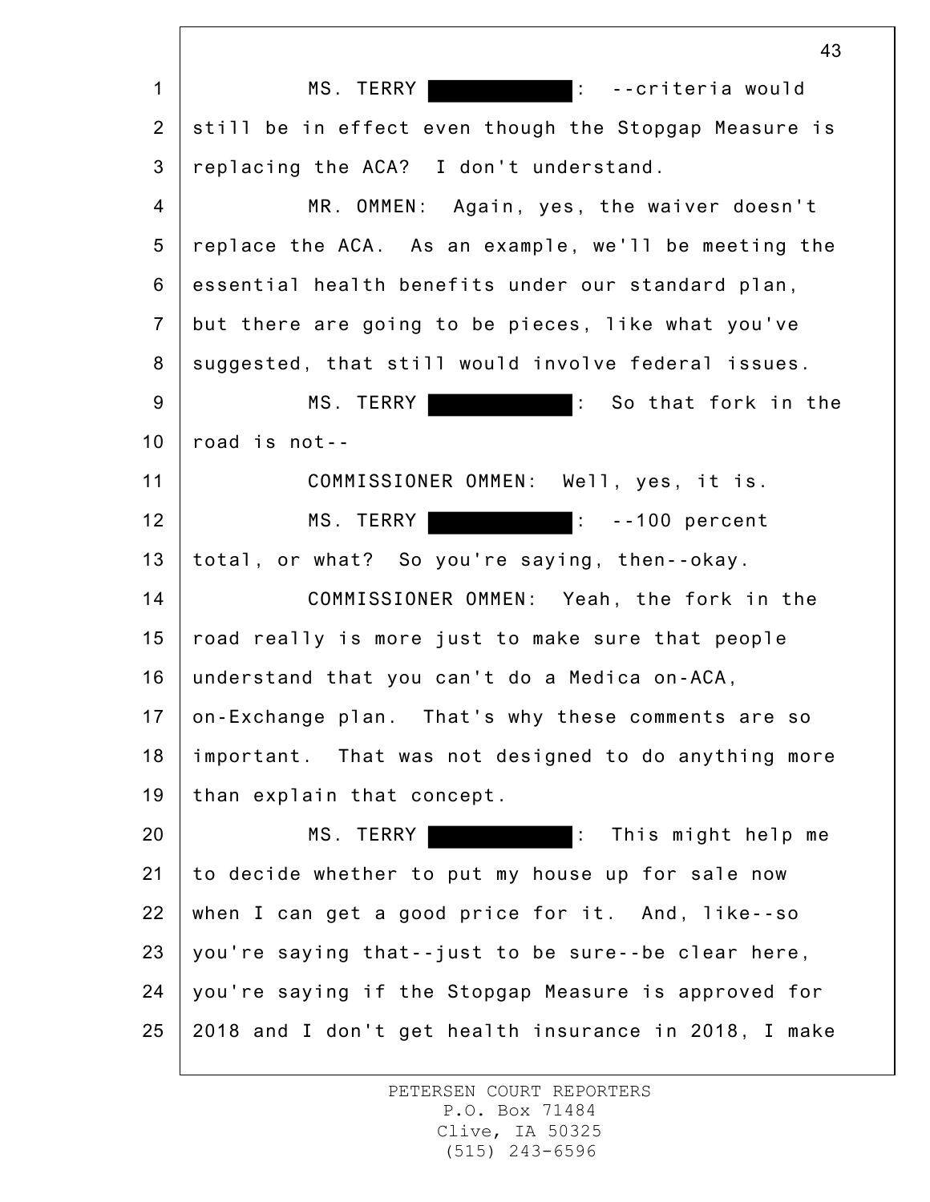MS. TERRY ██████████: --criteria would still be in effect even though the Stopgap Measure is replacing the ACA? I don't understand.

MR. OMMEN: Again, yes, the waiver doesn't replace the ACA. As an example, we'll be meeting the essential health benefits under our standard plan, but there are going to be pieces, like what you've suggested, that still would involve federal issues.

MS. TERRY ██████████: So that fork in the road is not--

COMMISSIONER OMMEN: Well, yes, it is.

MS. TERRY ██████████: --100 percent total, or what? So you're saying, then--okay.

COMMISSIONER OMMEN: Yeah, the fork in the road really is more just to make sure that people understand that you can't do a Medica on-ACA, on-Exchange plan. That's why these comments are so important. That was not designed to do anything more than explain that concept.

MS. TERRY ██████████: This might help me to decide whether to put my house up for sale now when I can get a good price for it. And, like--so you're saying that--just to be sure--be clear here, you're saying if the Stopgap Measure is approved for 2018 and I don't get health insurance in 2018, I make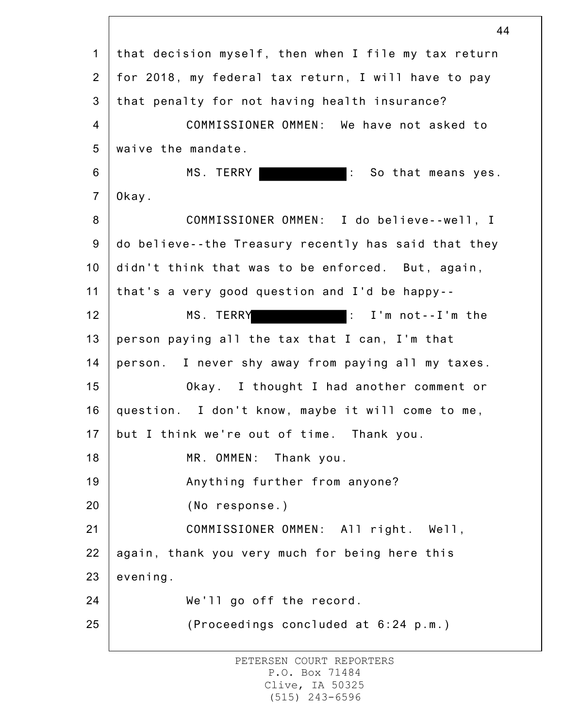that decision myself, then when I file my tax return for 2018, my federal tax return, I will have to pay that penalty for not having health insurance?

COMMISSIONER OMMEN: We have not asked to waive the mandate.

MS. TERRY ██████████: So that means yes. Okay.

COMMISSIONER OMMEN: I do believe--well, I do believe--the Treasury recently has said that they didn't think that was to be enforced. But, again, that's a very good question and I'd be happy--

MS. TERRY██████████: I'm not--I'm the person paying all the tax that I can, I'm that person. I never shy away from paying all my taxes.

Okay. I thought I had another comment or question. I don't know, maybe it will come to me, but I think we're out of time. Thank you.

MR. OMMEN: Thank you.

Anything further from anyone?

(No response.)

COMMISSIONER OMMEN: All right. Well, again, thank you very much for being here this evening.

We'll go off the record.

(Proceedings concluded at 6:24 p.m.)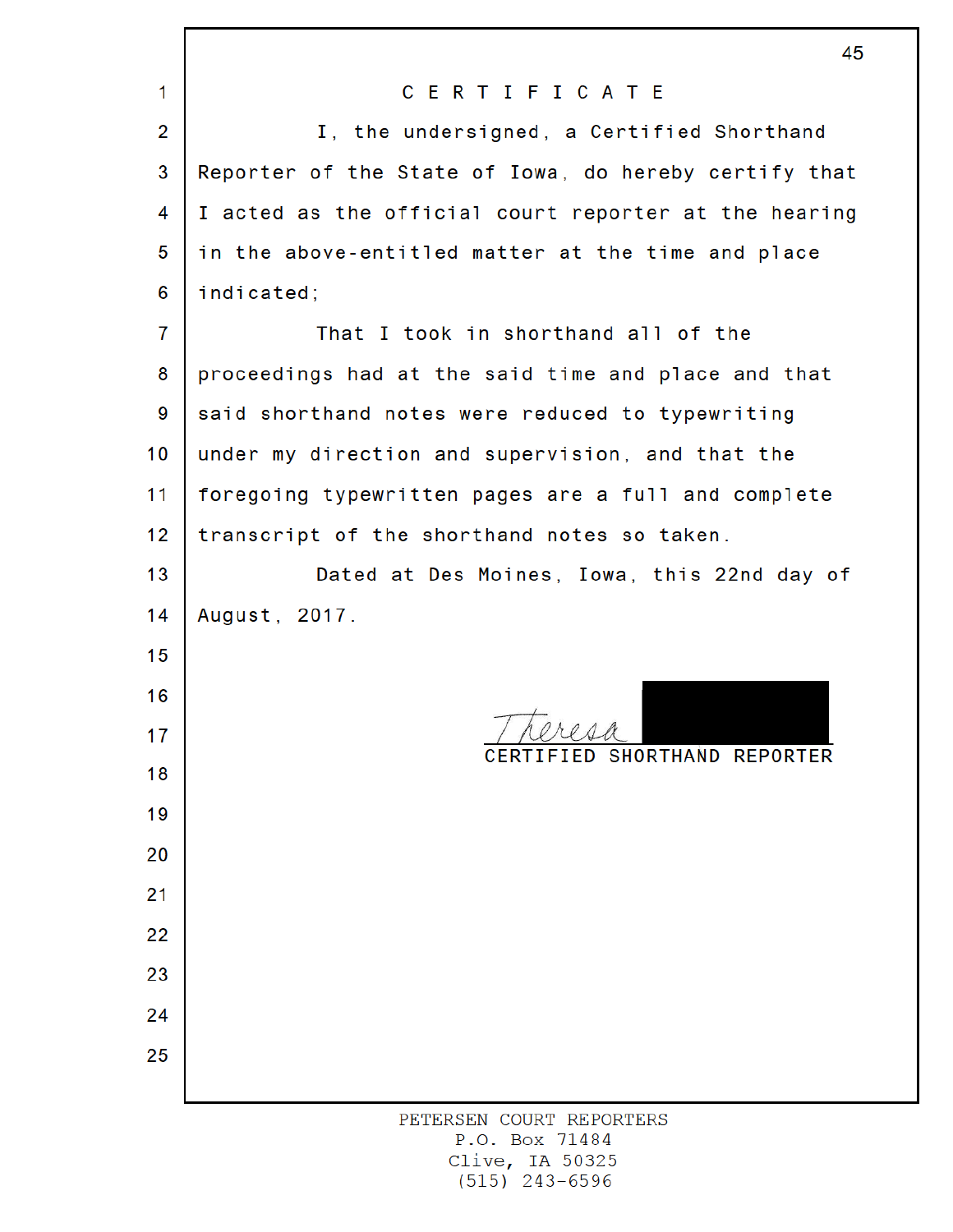# C E R T I F I C A T E

I, the undersigned, a Certified Shorthand Reporter of the State of Iowa, do hereby certify that I acted as the official court reporter at the hearing in the above-entitled matter at the time and place indicated;

That I took in shorthand all of the proceedings had at the said time and place and that said shorthand notes were reduced to typewriting under my direction and supervision, and that the foregoing typewritten pages are a full and complete transcript of the shorthand notes so taken.

Dated at Des Moines, Iowa, this 22nd day of August, 2017.

Theresa

CERTIFIED SHORTHAND REPORTER

PETERSEN COURT REPORTERS
P.O. Box 71484
Clive, IA 50325
(515) 243-6596